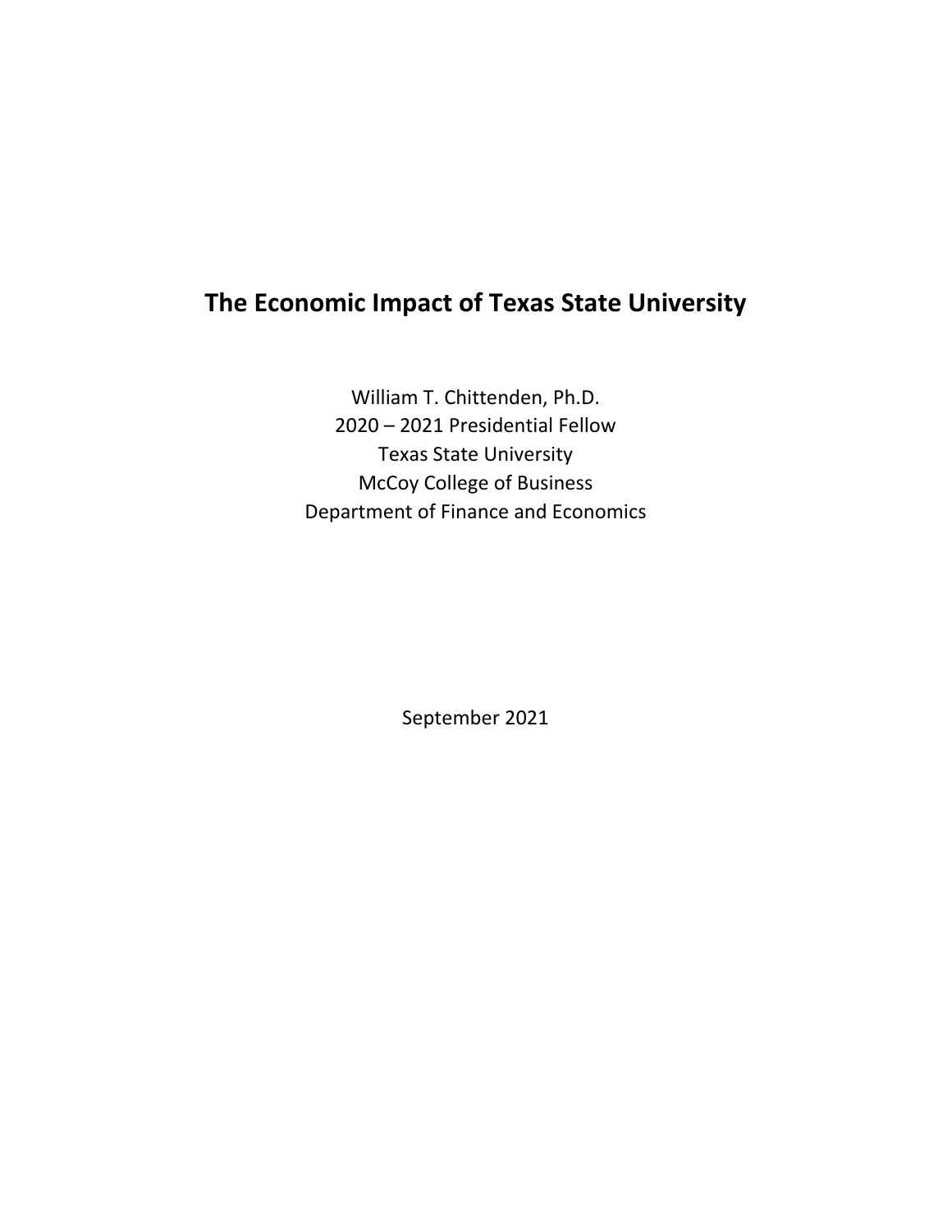# The Economic Impact of Texas State University

William T. Chittenden, Ph.D.
2020 – 2021 Presidential Fellow
Texas State University
McCoy College of Business
Department of Finance and Economics

September 2021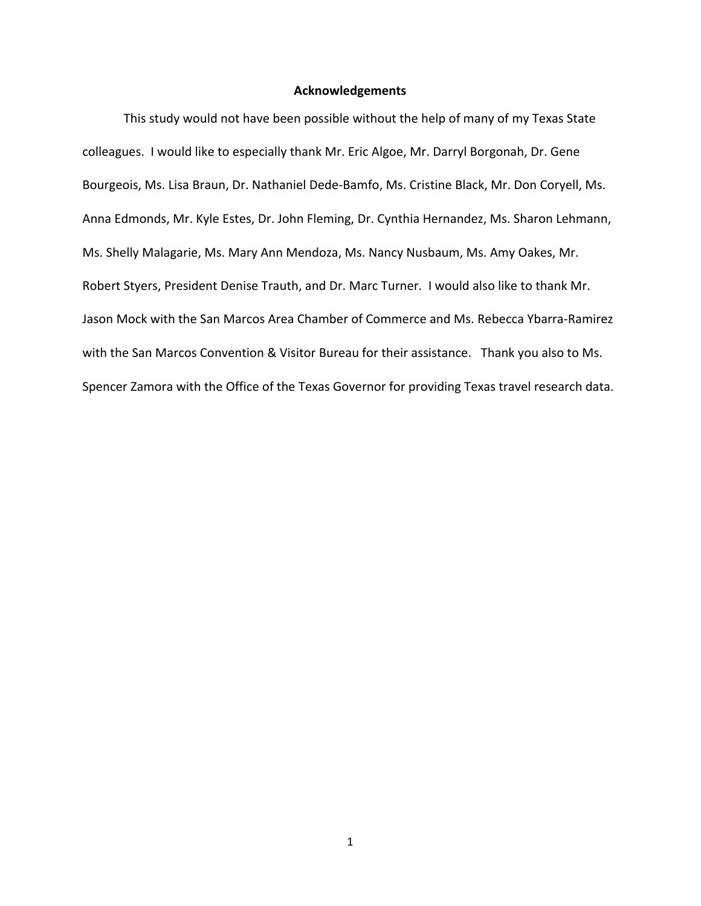# Acknowledgements

This study would not have been possible without the help of many of my Texas State colleagues. I would like to especially thank Mr. Eric Algoe, Mr. Darryl Borgonah, Dr. Gene Bourgeois, Ms. Lisa Braun, Dr. Nathaniel Dede-Bamfo, Ms. Cristine Black, Mr. Don Coryell, Ms. Anna Edmonds, Mr. Kyle Estes, Dr. John Fleming, Dr. Cynthia Hernandez, Ms. Sharon Lehmann, Ms. Shelly Malagarie, Ms. Mary Ann Mendoza, Ms. Nancy Nusbaum, Ms. Amy Oakes, Mr. Robert Styers, President Denise Trauth, and Dr. Marc Turner. I would also like to thank Mr. Jason Mock with the San Marcos Area Chamber of Commerce and Ms. Rebecca Ybarra-Ramirez with the San Marcos Convention & Visitor Bureau for their assistance. Thank you also to Ms. Spencer Zamora with the Office of the Texas Governor for providing Texas travel research data.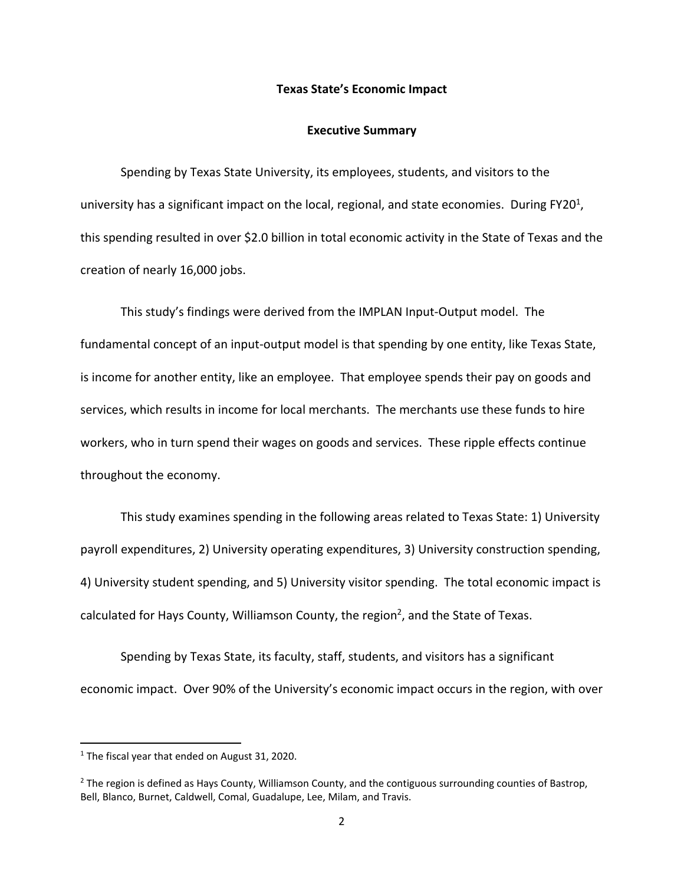**Texas State's Economic Impact**

**Executive Summary**

Spending by Texas State University, its employees, students, and visitors to the university has a significant impact on the local, regional, and state economies. During FY20[1], this spending resulted in over $2.0 billion in total economic activity in the State of Texas and the creation of nearly 16,000 jobs.

This study's findings were derived from the IMPLAN Input-Output model. The fundamental concept of an input-output model is that spending by one entity, like Texas State, is income for another entity, like an employee. That employee spends their pay on goods and services, which results in income for local merchants. The merchants use these funds to hire workers, who in turn spend their wages on goods and services. These ripple effects continue throughout the economy.

This study examines spending in the following areas related to Texas State: 1) University payroll expenditures, 2) University operating expenditures, 3) University construction spending, 4) University student spending, and 5) University visitor spending. The total economic impact is calculated for Hays County, Williamson County, the region[2], and the State of Texas.

Spending by Texas State, its faculty, staff, students, and visitors has a significant economic impact. Over 90% of the University's economic impact occurs in the region, with over

[1] The fiscal year that ended on August 31, 2020.

[2] The region is defined as Hays County, Williamson County, and the contiguous surrounding counties of Bastrop, Bell, Blanco, Burnet, Caldwell, Comal, Guadalupe, Lee, Milam, and Travis.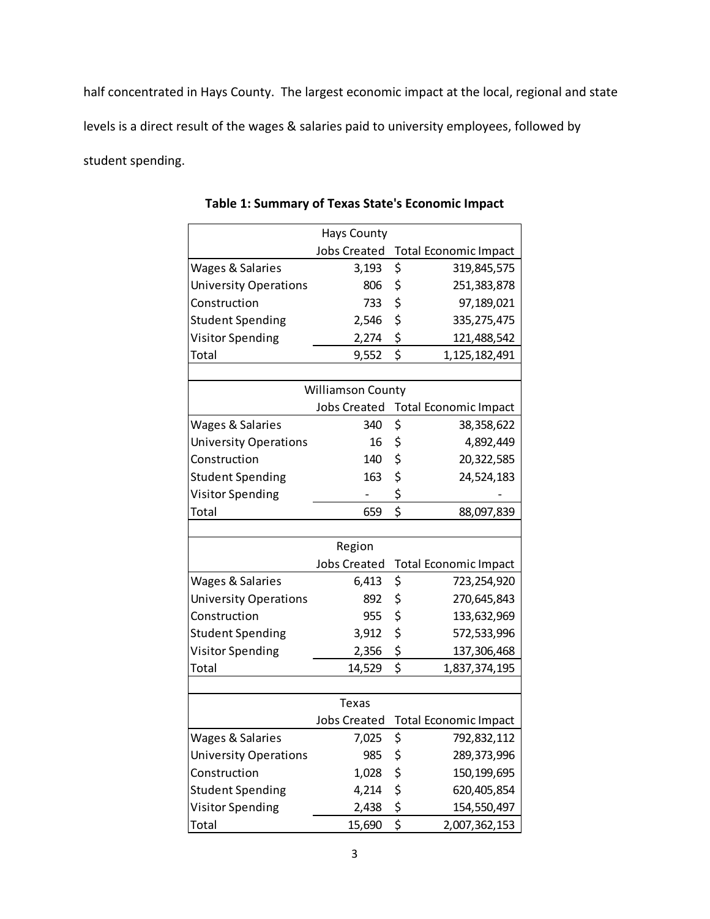half concentrated in Hays County. The largest economic impact at the local, regional and state levels is a direct result of the wages & salaries paid to university employees, followed by student spending.

**Table 1: Summary of Texas State's Economic Impact**

| | Hays County | |
|---|---|---|
| | Jobs Created | Total Economic Impact |
| Wages & Salaries | 3,193 | $ 319,845,575 |
| University Operations | 806 | $ 251,383,878 |
| Construction | 733 | $ 97,189,021 |
| Student Spending | 2,546 | $ 335,275,475 |
| Visitor Spending | 2,274 | $ 121,488,542 |
| Total | 9,552 | $ 1,125,182,491 |
| | | |
| | Williamson County | |
| | Jobs Created | Total Economic Impact |
| Wages & Salaries | 340 | $ 38,358,622 |
| University Operations | 16 | $ 4,892,449 |
| Construction | 140 | $ 20,322,585 |
| Student Spending | 163 | $ 24,524,183 |
| Visitor Spending | - | $ - |
| Total | 659 | $ 88,097,839 |
| | | |
| | Region | |
| | Jobs Created | Total Economic Impact |
| Wages & Salaries | 6,413 | $ 723,254,920 |
| University Operations | 892 | $ 270,645,843 |
| Construction | 955 | $ 133,632,969 |
| Student Spending | 3,912 | $ 572,533,996 |
| Visitor Spending | 2,356 | $ 137,306,468 |
| Total | 14,529 | $ 1,837,374,195 |
| | | |
| | Texas | |
| | Jobs Created | Total Economic Impact |
| Wages & Salaries | 7,025 | $ 792,832,112 |
| University Operations | 985 | $ 289,373,996 |
| Construction | 1,028 | $ 150,199,695 |
| Student Spending | 4,214 | $ 620,405,854 |
| Visitor Spending | 2,438 | $ 154,550,497 |
| Total | 15,690 | $ 2,007,362,153 |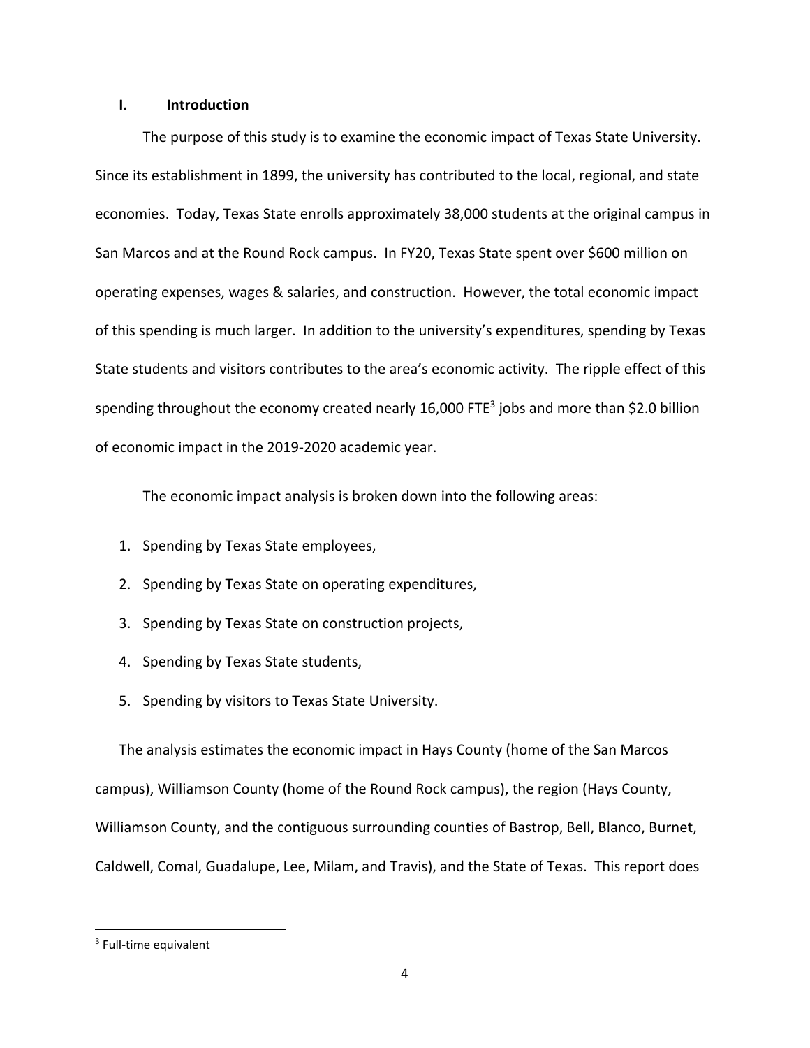## I. Introduction

The purpose of this study is to examine the economic impact of Texas State University. Since its establishment in 1899, the university has contributed to the local, regional, and state economies. Today, Texas State enrolls approximately 38,000 students at the original campus in San Marcos and at the Round Rock campus. In FY20, Texas State spent over $600 million on operating expenses, wages & salaries, and construction. However, the total economic impact of this spending is much larger. In addition to the university's expenditures, spending by Texas State students and visitors contributes to the area's economic activity. The ripple effect of this spending throughout the economy created nearly 16,000 FTE[3] jobs and more than $2.0 billion of economic impact in the 2019-2020 academic year.

The economic impact analysis is broken down into the following areas:

1. Spending by Texas State employees,
2. Spending by Texas State on operating expenditures,
3. Spending by Texas State on construction projects,
4. Spending by Texas State students,
5. Spending by visitors to Texas State University.

The analysis estimates the economic impact in Hays County (home of the San Marcos campus), Williamson County (home of the Round Rock campus), the region (Hays County, Williamson County, and the contiguous surrounding counties of Bastrop, Bell, Blanco, Burnet, Caldwell, Comal, Guadalupe, Lee, Milam, and Travis), and the State of Texas. This report does

[3] Full-time equivalent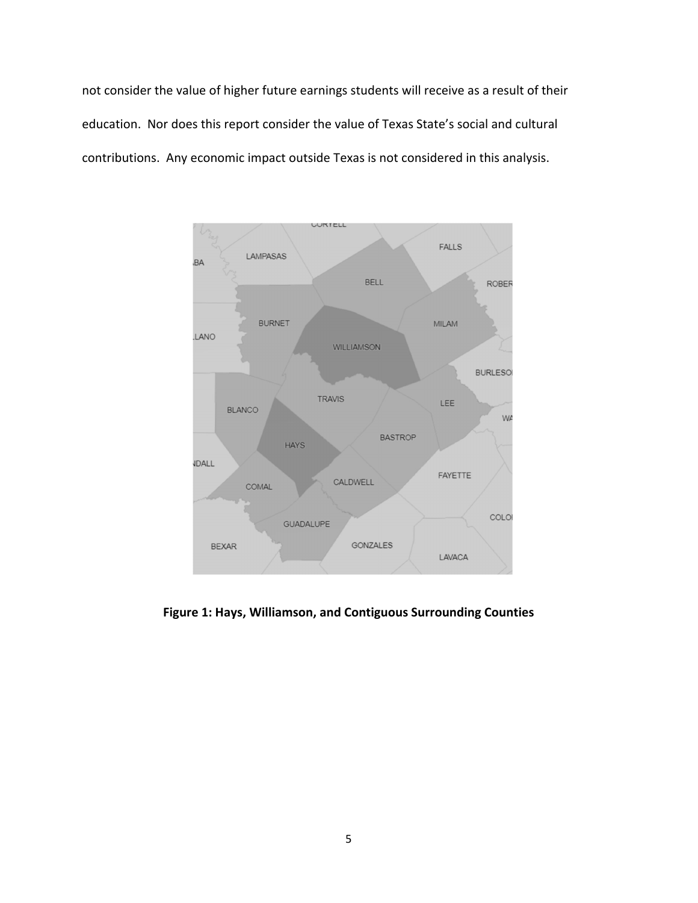not consider the value of higher future earnings students will receive as a result of their education. Nor does this report consider the value of Texas State's social and cultural contributions. Any economic impact outside Texas is not considered in this analysis.

**Figure 1: Hays, Williamson, and Contiguous Surrounding Counties**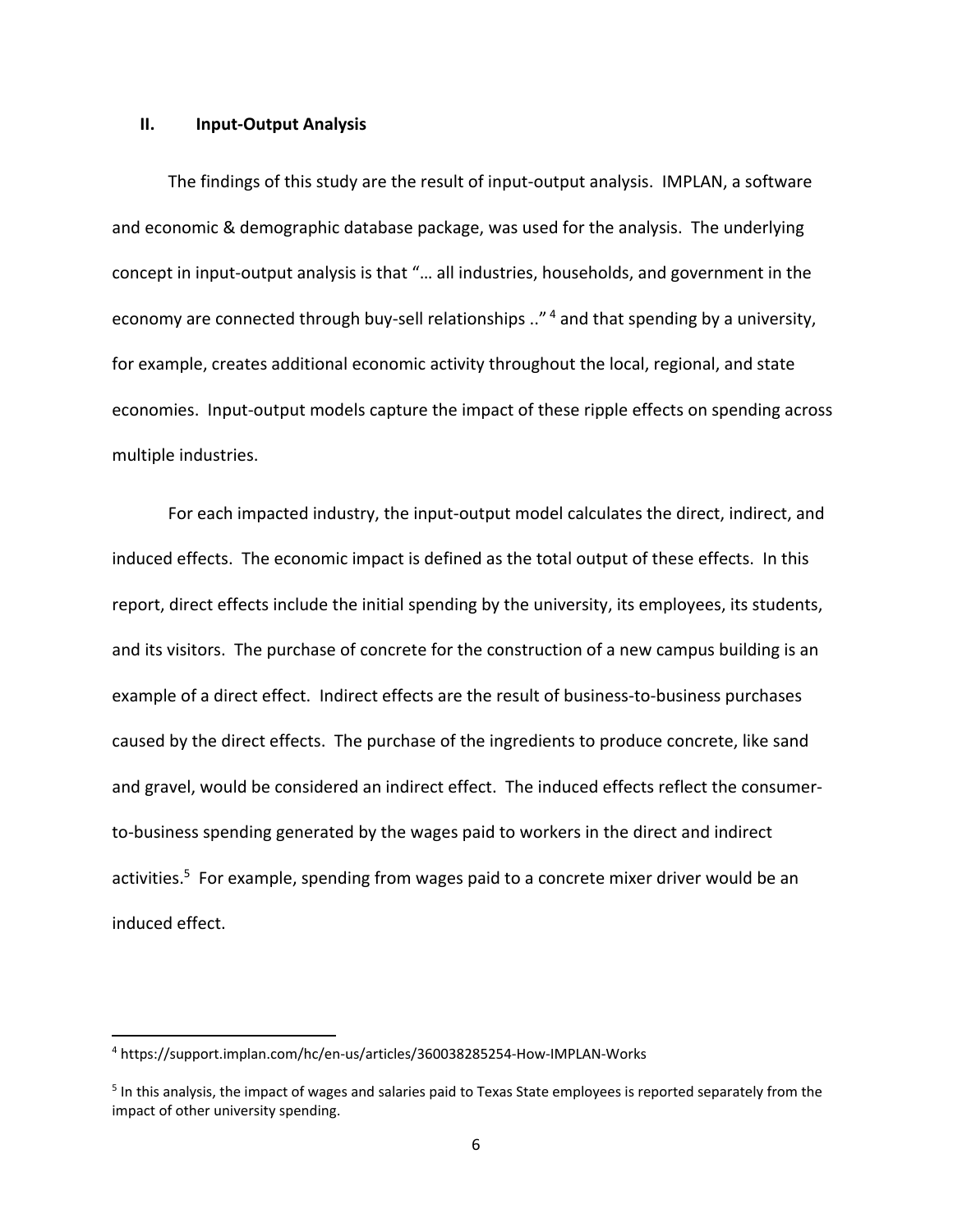## II. Input-Output Analysis

The findings of this study are the result of input-output analysis. IMPLAN, a software and economic & demographic database package, was used for the analysis. The underlying concept in input-output analysis is that "… all industries, households, and government in the economy are connected through buy-sell relationships .."[4] and that spending by a university, for example, creates additional economic activity throughout the local, regional, and state economies. Input-output models capture the impact of these ripple effects on spending across multiple industries.

For each impacted industry, the input-output model calculates the direct, indirect, and induced effects. The economic impact is defined as the total output of these effects. In this report, direct effects include the initial spending by the university, its employees, its students, and its visitors. The purchase of concrete for the construction of a new campus building is an example of a direct effect. Indirect effects are the result of business-to-business purchases caused by the direct effects. The purchase of the ingredients to produce concrete, like sand and gravel, would be considered an indirect effect. The induced effects reflect the consumer-to-business spending generated by the wages paid to workers in the direct and indirect activities.[5] For example, spending from wages paid to a concrete mixer driver would be an induced effect.

---

[4] https://support.implan.com/hc/en-us/articles/360038285254-How-IMPLAN-Works

[5] In this analysis, the impact of wages and salaries paid to Texas State employees is reported separately from the impact of other university spending.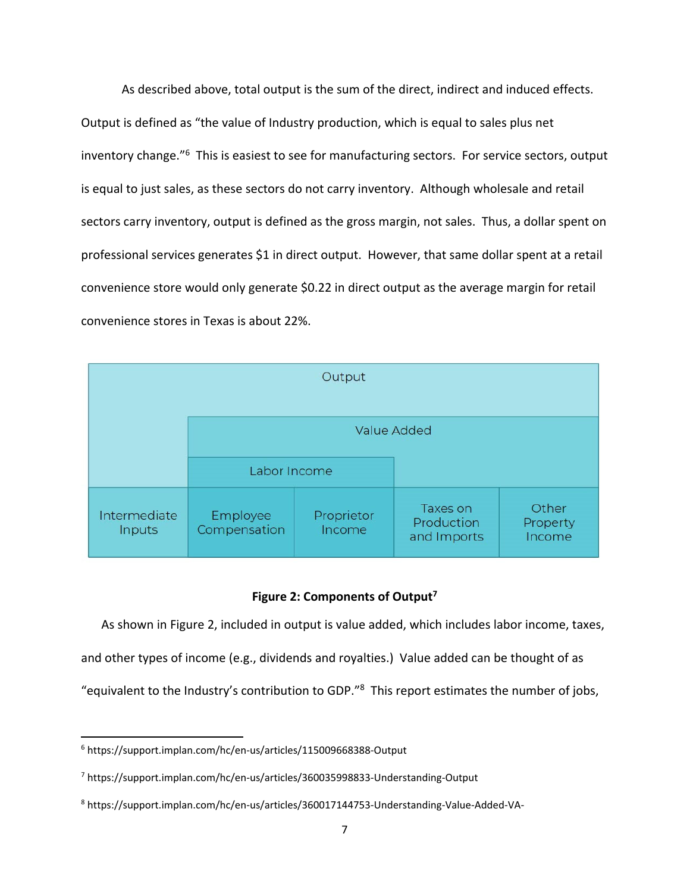As described above, total output is the sum of the direct, indirect and induced effects. Output is defined as "the value of Industry production, which is equal to sales plus net inventory change."[6] This is easiest to see for manufacturing sectors. For service sectors, output is equal to just sales, as these sectors do not carry inventory. Although wholesale and retail sectors carry inventory, output is defined as the gross margin, not sales. Thus, a dollar spent on professional services generates $1 in direct output. However, that same dollar spent at a retail convenience store would only generate $0.22 in direct output as the average margin for retail convenience stores in Texas is about 22%.

| Output | | | | |
|---|---|---|---|---|
| | Value Added | | | |
| | Labor Income | | | |
| Intermediate Inputs | Employee Compensation | Proprietor Income | Taxes on Production and Imports | Other Property Income |

**Figure 2: Components of Output[7]**

As shown in Figure 2, included in output is value added, which includes labor income, taxes, and other types of income (e.g., dividends and royalties.) Value added can be thought of as "equivalent to the Industry's contribution to GDP."[8] This report estimates the number of jobs,

---

[6] https://support.implan.com/hc/en-us/articles/115009668388-Output

[7] https://support.implan.com/hc/en-us/articles/360035998833-Understanding-Output

[8] https://support.implan.com/hc/en-us/articles/360017144753-Understanding-Value-Added-VA-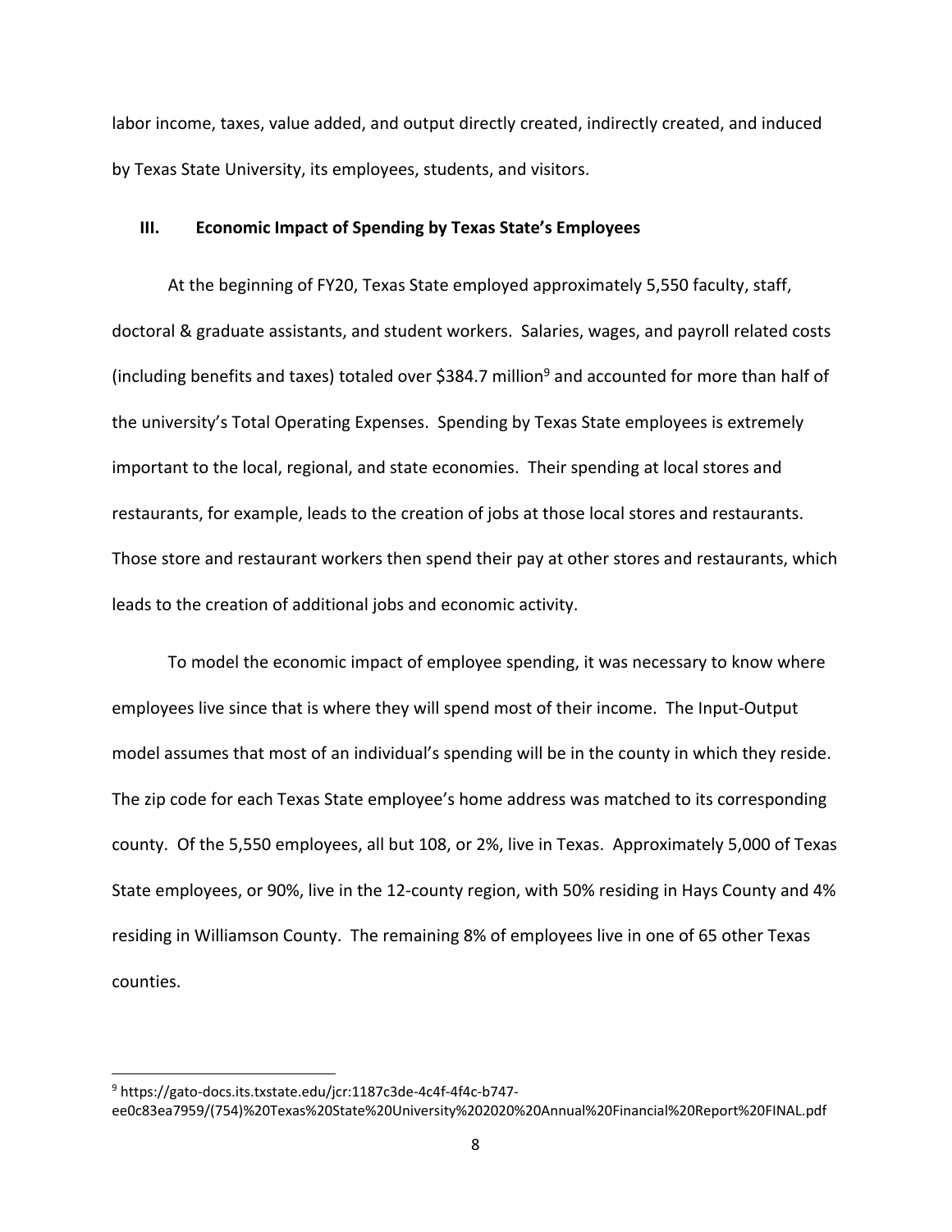labor income, taxes, value added, and output directly created, indirectly created, and induced by Texas State University, its employees, students, and visitors.

## III. Economic Impact of Spending by Texas State's Employees

At the beginning of FY20, Texas State employed approximately 5,550 faculty, staff, doctoral & graduate assistants, and student workers. Salaries, wages, and payroll related costs (including benefits and taxes) totaled over $384.7 million[9] and accounted for more than half of the university's Total Operating Expenses. Spending by Texas State employees is extremely important to the local, regional, and state economies. Their spending at local stores and restaurants, for example, leads to the creation of jobs at those local stores and restaurants. Those store and restaurant workers then spend their pay at other stores and restaurants, which leads to the creation of additional jobs and economic activity.

To model the economic impact of employee spending, it was necessary to know where employees live since that is where they will spend most of their income. The Input-Output model assumes that most of an individual's spending will be in the county in which they reside. The zip code for each Texas State employee's home address was matched to its corresponding county. Of the 5,550 employees, all but 108, or 2%, live in Texas. Approximately 5,000 of Texas State employees, or 90%, live in the 12-county region, with 50% residing in Hays County and 4% residing in Williamson County. The remaining 8% of employees live in one of 65 other Texas counties.

---

[9] https://gato-docs.its.txstate.edu/jcr:1187c3de-4c4f-4f4c-b747-ee0c83ea7959/(754)%20Texas%20State%20University%202020%20Annual%20Financial%20Report%20FINAL.pdf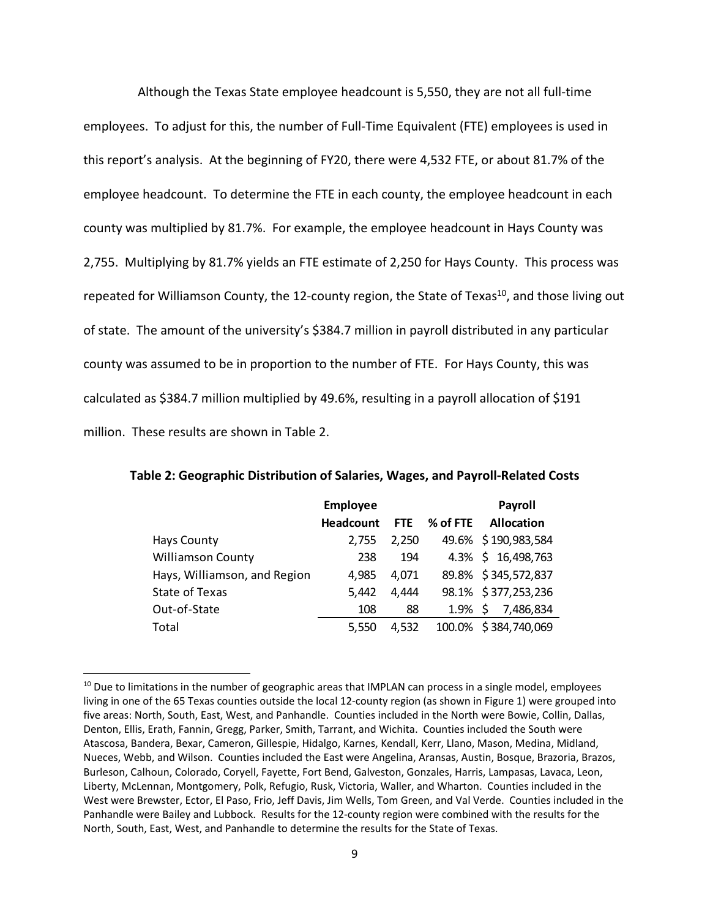Although the Texas State employee headcount is 5,550, they are not all full-time employees. To adjust for this, the number of Full-Time Equivalent (FTE) employees is used in this report's analysis. At the beginning of FY20, there were 4,532 FTE, or about 81.7% of the employee headcount. To determine the FTE in each county, the employee headcount in each county was multiplied by 81.7%. For example, the employee headcount in Hays County was 2,755. Multiplying by 81.7% yields an FTE estimate of 2,250 for Hays County. This process was repeated for Williamson County, the 12-county region, the State of Texas[10], and those living out of state. The amount of the university's $384.7 million in payroll distributed in any particular county was assumed to be in proportion to the number of FTE. For Hays County, this was calculated as $384.7 million multiplied by 49.6%, resulting in a payroll allocation of $191 million. These results are shown in Table 2.

**Table 2: Geographic Distribution of Salaries, Wages, and Payroll-Related Costs**

| | Employee Headcount | FTE | % of FTE | Payroll Allocation |
|---|---|---|---|---|
| Hays County | 2,755 | 2,250 | 49.6% | $ 190,983,584 |
| Williamson County | 238 | 194 | 4.3% | $ 16,498,763 |
| Hays, Williamson, and Region | 4,985 | 4,071 | 89.8% | $ 345,572,837 |
| State of Texas | 5,442 | 4,444 | 98.1% | $ 377,253,236 |
| Out-of-State | 108 | 88 | 1.9% | $ 7,486,834 |
| Total | 5,550 | 4,532 | 100.0% | $ 384,740,069 |

[10] Due to limitations in the number of geographic areas that IMPLAN can process in a single model, employees living in one of the 65 Texas counties outside the local 12-county region (as shown in Figure 1) were grouped into five areas: North, South, East, West, and Panhandle. Counties included in the North were Bowie, Collin, Dallas, Denton, Ellis, Erath, Fannin, Gregg, Parker, Smith, Tarrant, and Wichita. Counties included the South were Atascosa, Bandera, Bexar, Cameron, Gillespie, Hidalgo, Karnes, Kendall, Kerr, Llano, Mason, Medina, Midland, Nueces, Webb, and Wilson. Counties included the East were Angelina, Aransas, Austin, Bosque, Brazoria, Brazos, Burleson, Calhoun, Colorado, Coryell, Fayette, Fort Bend, Galveston, Gonzales, Harris, Lampasas, Lavaca, Leon, Liberty, McLennan, Montgomery, Polk, Refugio, Rusk, Victoria, Waller, and Wharton. Counties included in the West were Brewster, Ector, El Paso, Frio, Jeff Davis, Jim Wells, Tom Green, and Val Verde. Counties included in the Panhandle were Bailey and Lubbock. Results for the 12-county region were combined with the results for the North, South, East, West, and Panhandle to determine the results for the State of Texas.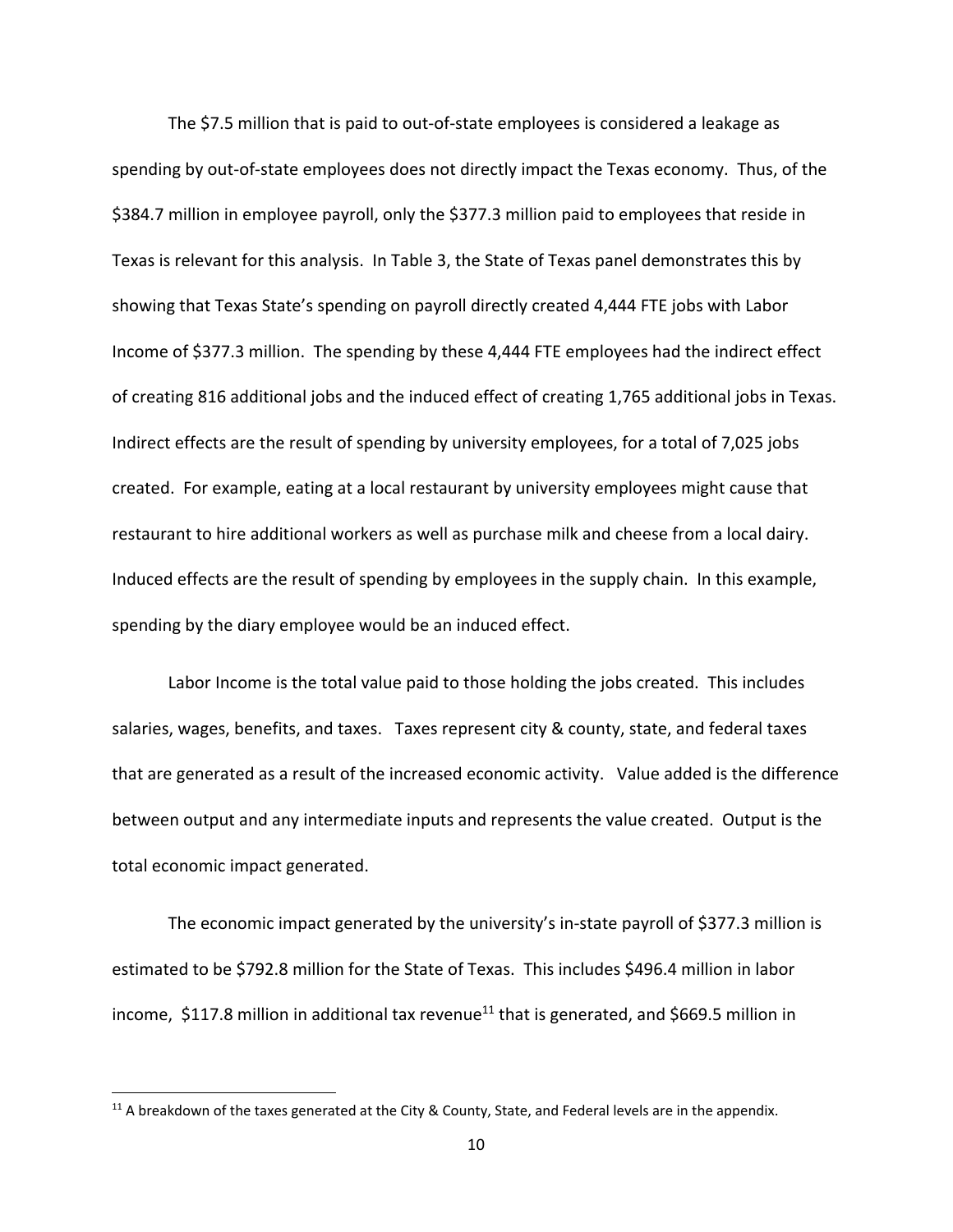The $7.5 million that is paid to out-of-state employees is considered a leakage as spending by out-of-state employees does not directly impact the Texas economy. Thus, of the $384.7 million in employee payroll, only the $377.3 million paid to employees that reside in Texas is relevant for this analysis. In Table 3, the State of Texas panel demonstrates this by showing that Texas State's spending on payroll directly created 4,444 FTE jobs with Labor Income of $377.3 million. The spending by these 4,444 FTE employees had the indirect effect of creating 816 additional jobs and the induced effect of creating 1,765 additional jobs in Texas. Indirect effects are the result of spending by university employees, for a total of 7,025 jobs created. For example, eating at a local restaurant by university employees might cause that restaurant to hire additional workers as well as purchase milk and cheese from a local dairy. Induced effects are the result of spending by employees in the supply chain. In this example, spending by the diary employee would be an induced effect.

Labor Income is the total value paid to those holding the jobs created. This includes salaries, wages, benefits, and taxes. Taxes represent city & county, state, and federal taxes that are generated as a result of the increased economic activity. Value added is the difference between output and any intermediate inputs and represents the value created. Output is the total economic impact generated.

The economic impact generated by the university's in-state payroll of $377.3 million is estimated to be $792.8 million for the State of Texas. This includes $496.4 million in labor income, $117.8 million in additional tax revenue[11] that is generated, and $669.5 million in

[11] A breakdown of the taxes generated at the City & County, State, and Federal levels are in the appendix.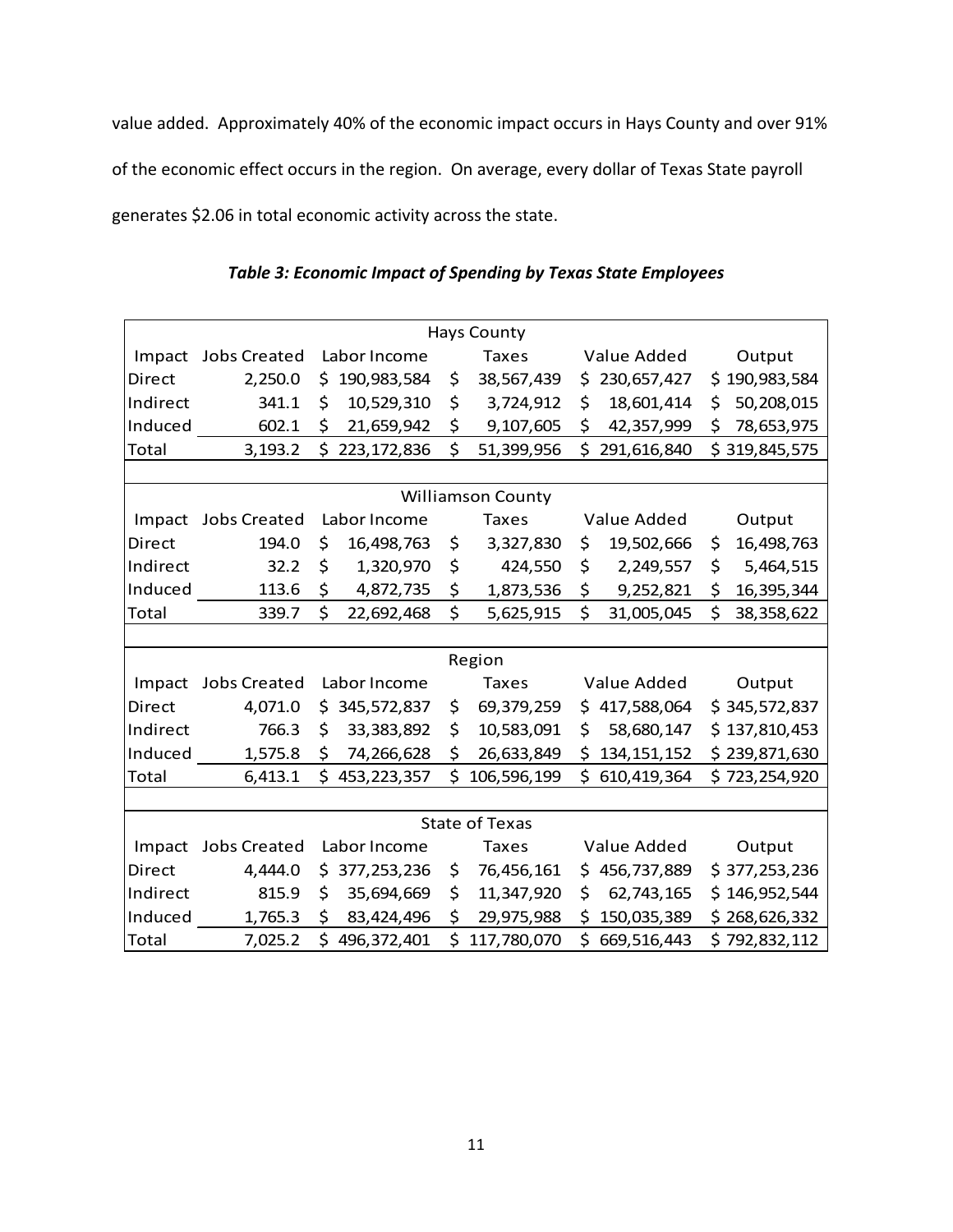value added. Approximately 40% of the economic impact occurs in Hays County and over 91% of the economic effect occurs in the region. On average, every dollar of Texas State payroll generates $2.06 in total economic activity across the state.

***Table 3: Economic Impact of Spending by Texas State Employees***

| Hays County | | | | | |
|---|---|---|---|---|---|
| Impact | Jobs Created | Labor Income | Taxes | Value Added | Output |
| Direct | 2,250.0 | $ 190,983,584 | $ 38,567,439 | $ 230,657,427 | $ 190,983,584 |
| Indirect | 341.1 | $ 10,529,310 | $ 3,724,912 | $ 18,601,414 | $ 50,208,015 |
| Induced | 602.1 | $ 21,659,942 | $ 9,107,605 | $ 42,357,999 | $ 78,653,975 |
| Total | 3,193.2 | $ 223,172,836 | $ 51,399,956 | $ 291,616,840 | $ 319,845,575 |
| **Williamson County** | | | | | |
| Impact | Jobs Created | Labor Income | Taxes | Value Added | Output |
| Direct | 194.0 | $ 16,498,763 | $ 3,327,830 | $ 19,502,666 | $ 16,498,763 |
| Indirect | 32.2 | $ 1,320,970 | $ 424,550 | $ 2,249,557 | $ 5,464,515 |
| Induced | 113.6 | $ 4,872,735 | $ 1,873,536 | $ 9,252,821 | $ 16,395,344 |
| Total | 339.7 | $ 22,692,468 | $ 5,625,915 | $ 31,005,045 | $ 38,358,622 |
| **Region** | | | | | |
| Impact | Jobs Created | Labor Income | Taxes | Value Added | Output |
| Direct | 4,071.0 | $ 345,572,837 | $ 69,379,259 | $ 417,588,064 | $ 345,572,837 |
| Indirect | 766.3 | $ 33,383,892 | $ 10,583,091 | $ 58,680,147 | $ 137,810,453 |
| Induced | 1,575.8 | $ 74,266,628 | $ 26,633,849 | $ 134,151,152 | $ 239,871,630 |
| Total | 6,413.1 | $ 453,223,357 | $ 106,596,199 | $ 610,419,364 | $ 723,254,920 |
| **State of Texas** | | | | | |
| Impact | Jobs Created | Labor Income | Taxes | Value Added | Output |
| Direct | 4,444.0 | $ 377,253,236 | $ 76,456,161 | $ 456,737,889 | $ 377,253,236 |
| Indirect | 815.9 | $ 35,694,669 | $ 11,347,920 | $ 62,743,165 | $ 146,952,544 |
| Induced | 1,765.3 | $ 83,424,496 | $ 29,975,988 | $ 150,035,389 | $ 268,626,332 |
| Total | 7,025.2 | $ 496,372,401 | $ 117,780,070 | $ 669,516,443 | $ 792,832,112 |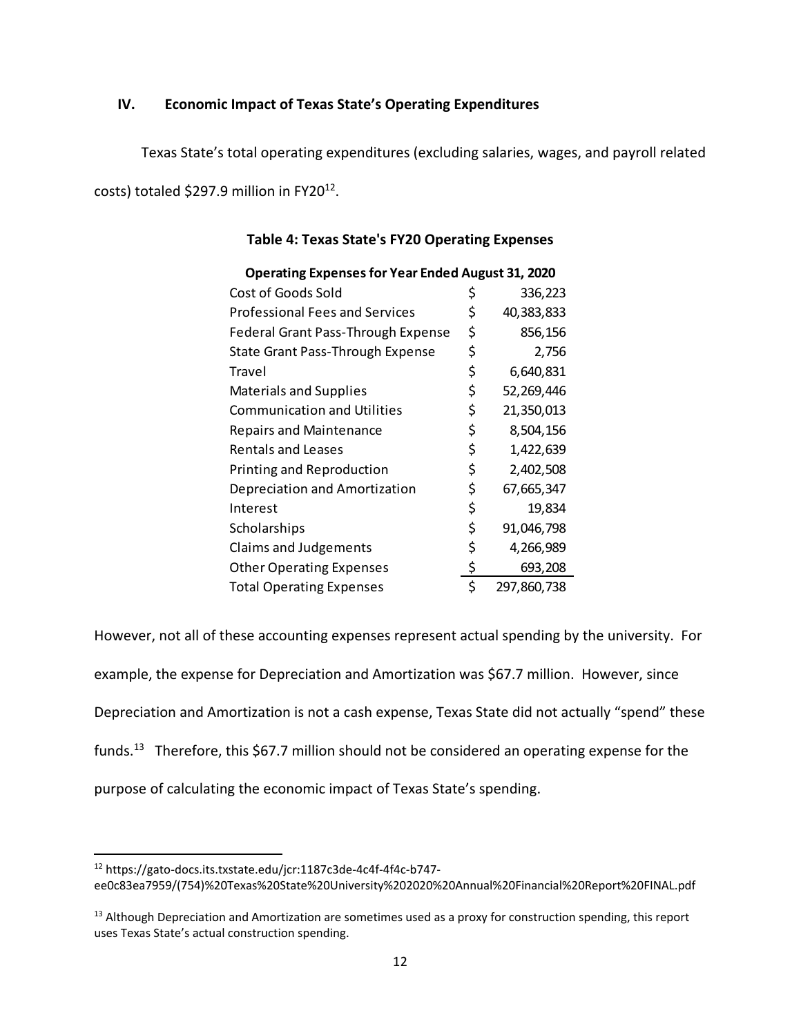## IV. Economic Impact of Texas State's Operating Expenditures

Texas State's total operating expenditures (excluding salaries, wages, and payroll related costs) totaled \$297.9 million in FY20[12].

**Table 4: Texas State's FY20 Operating Expenses**

| Operating Expenses for Year Ended August 31, 2020 | |
|---|---|
| Cost of Goods Sold | \$ 336,223 |
| Professional Fees and Services | \$ 40,383,833 |
| Federal Grant Pass-Through Expense | \$ 856,156 |
| State Grant Pass-Through Expense | \$ 2,756 |
| Travel | \$ 6,640,831 |
| Materials and Supplies | \$ 52,269,446 |
| Communication and Utilities | \$ 21,350,013 |
| Repairs and Maintenance | \$ 8,504,156 |
| Rentals and Leases | \$ 1,422,639 |
| Printing and Reproduction | \$ 2,402,508 |
| Depreciation and Amortization | \$ 67,665,347 |
| Interest | \$ 19,834 |
| Scholarships | \$ 91,046,798 |
| Claims and Judgements | \$ 4,266,989 |
| Other Operating Expenses | \$ 693,208 |
| Total Operating Expenses | \$ 297,860,738 |

However, not all of these accounting expenses represent actual spending by the university. For example, the expense for Depreciation and Amortization was \$67.7 million. However, since Depreciation and Amortization is not a cash expense, Texas State did not actually "spend" these funds.[13] Therefore, this \$67.7 million should not be considered an operating expense for the purpose of calculating the economic impact of Texas State's spending.

---

[12] https://gato-docs.its.txstate.edu/jcr:1187c3de-4c4f-4f4c-b747-ee0c83ea7959/(754)%20Texas%20State%20University%202020%20Annual%20Financial%20Report%20FINAL.pdf

[13] Although Depreciation and Amortization are sometimes used as a proxy for construction spending, this report uses Texas State's actual construction spending.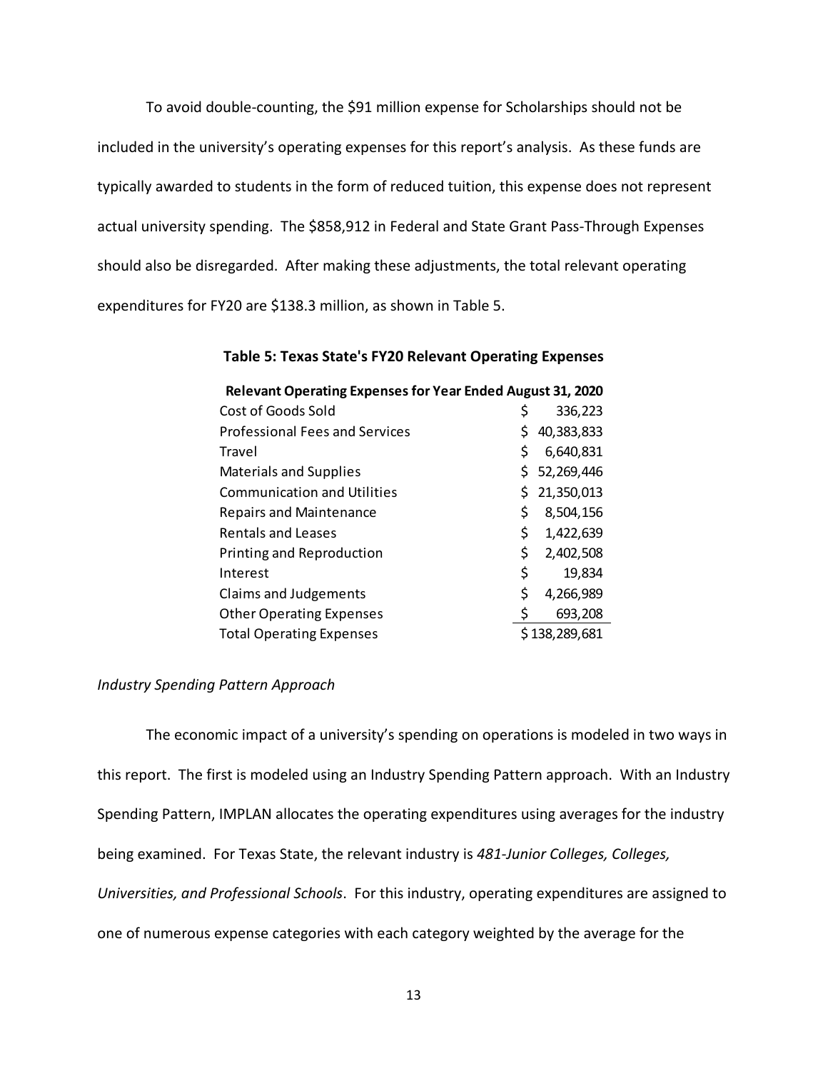To avoid double-counting, the $91 million expense for Scholarships should not be included in the university's operating expenses for this report's analysis. As these funds are typically awarded to students in the form of reduced tuition, this expense does not represent actual university spending. The $858,912 in Federal and State Grant Pass-Through Expenses should also be disregarded. After making these adjustments, the total relevant operating expenditures for FY20 are $138.3 million, as shown in Table 5.

**Table 5: Texas State's FY20 Relevant Operating Expenses**

| **Relevant Operating Expenses for Year Ended August 31, 2020** | |
|---|---|
| Cost of Goods Sold | $ 336,223 |
| Professional Fees and Services | $ 40,383,833 |
| Travel | $ 6,640,831 |
| Materials and Supplies | $ 52,269,446 |
| Communication and Utilities | $ 21,350,013 |
| Repairs and Maintenance | $ 8,504,156 |
| Rentals and Leases | $ 1,422,639 |
| Printing and Reproduction | $ 2,402,508 |
| Interest | $ 19,834 |
| Claims and Judgements | $ 4,266,989 |
| Other Operating Expenses | $ 693,208 |
| Total Operating Expenses | $ 138,289,681 |

*Industry Spending Pattern Approach*

The economic impact of a university's spending on operations is modeled in two ways in this report. The first is modeled using an Industry Spending Pattern approach. With an Industry Spending Pattern, IMPLAN allocates the operating expenditures using averages for the industry being examined. For Texas State, the relevant industry is *481-Junior Colleges, Colleges, Universities, and Professional Schools*. For this industry, operating expenditures are assigned to one of numerous expense categories with each category weighted by the average for the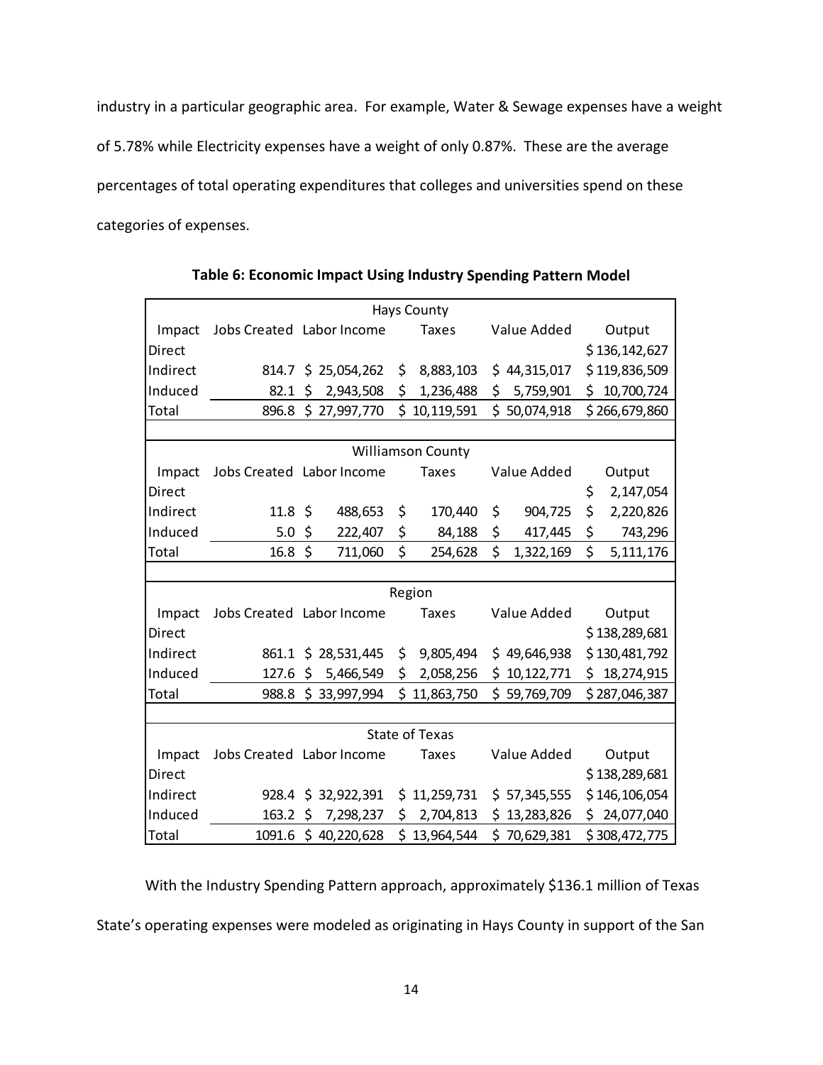industry in a particular geographic area. For example, Water & Sewage expenses have a weight of 5.78% while Electricity expenses have a weight of only 0.87%. These are the average percentages of total operating expenditures that colleges and universities spend on these categories of expenses.

**Table 6: Economic Impact Using Industry Spending Pattern Model**

| Hays County | | | | | |
|---|---|---|---|---|---|
| Impact | Jobs Created | Labor Income | Taxes | Value Added | Output |
| Direct | | | | | $ 136,142,627 |
| Indirect | 814.7 | $ 25,054,262 | $ 8,883,103 | $ 44,315,017 | $ 119,836,509 |
| Induced | 82.1 | $ 2,943,508 | $ 1,236,488 | $ 5,759,901 | $ 10,700,724 |
| Total | 896.8 | $ 27,997,770 | $ 10,119,591 | $ 50,074,918 | $ 266,679,860 |
| | | | | | |
| **Williamson County** | | | | | |
| Impact | Jobs Created | Labor Income | Taxes | Value Added | Output |
| Direct | | | | | $ 2,147,054 |
| Indirect | 11.8 | $ 488,653 | $ 170,440 | $ 904,725 | $ 2,220,826 |
| Induced | 5.0 | $ 222,407 | $ 84,188 | $ 417,445 | $ 743,296 |
| Total | 16.8 | $ 711,060 | $ 254,628 | $ 1,322,169 | $ 5,111,176 |
| | | | | | |
| **Region** | | | | | |
| Impact | Jobs Created | Labor Income | Taxes | Value Added | Output |
| Direct | | | | | $ 138,289,681 |
| Indirect | 861.1 | $ 28,531,445 | $ 9,805,494 | $ 49,646,938 | $ 130,481,792 |
| Induced | 127.6 | $ 5,466,549 | $ 2,058,256 | $ 10,122,771 | $ 18,274,915 |
| Total | 988.8 | $ 33,997,994 | $ 11,863,750 | $ 59,769,709 | $ 287,046,387 |
| | | | | | |
| **State of Texas** | | | | | |
| Impact | Jobs Created | Labor Income | Taxes | Value Added | Output |
| Direct | | | | | $ 138,289,681 |
| Indirect | 928.4 | $ 32,922,391 | $ 11,259,731 | $ 57,345,555 | $ 146,106,054 |
| Induced | 163.2 | $ 7,298,237 | $ 2,704,813 | $ 13,283,826 | $ 24,077,040 |
| Total | 1091.6 | $ 40,220,628 | $ 13,964,544 | $ 70,629,381 | $ 308,472,775 |

With the Industry Spending Pattern approach, approximately $136.1 million of Texas State's operating expenses were modeled as originating in Hays County in support of the San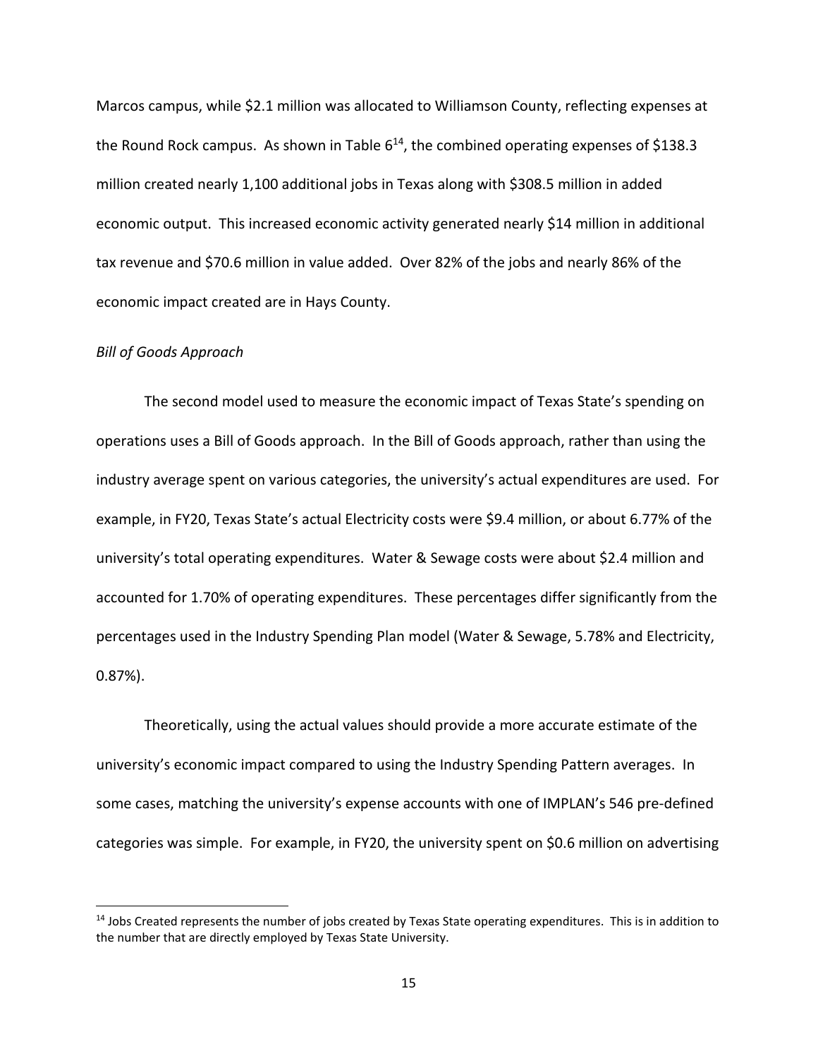Marcos campus, while \$2.1 million was allocated to Williamson County, reflecting expenses at the Round Rock campus. As shown in Table 6[14], the combined operating expenses of \$138.3 million created nearly 1,100 additional jobs in Texas along with \$308.5 million in added economic output. This increased economic activity generated nearly \$14 million in additional tax revenue and \$70.6 million in value added. Over 82% of the jobs and nearly 86% of the economic impact created are in Hays County.

*Bill of Goods Approach*

The second model used to measure the economic impact of Texas State's spending on operations uses a Bill of Goods approach. In the Bill of Goods approach, rather than using the industry average spent on various categories, the university's actual expenditures are used. For example, in FY20, Texas State's actual Electricity costs were \$9.4 million, or about 6.77% of the university's total operating expenditures. Water & Sewage costs were about \$2.4 million and accounted for 1.70% of operating expenditures. These percentages differ significantly from the percentages used in the Industry Spending Plan model (Water & Sewage, 5.78% and Electricity, 0.87%).

Theoretically, using the actual values should provide a more accurate estimate of the university's economic impact compared to using the Industry Spending Pattern averages. In some cases, matching the university's expense accounts with one of IMPLAN's 546 pre-defined categories was simple. For example, in FY20, the university spent on \$0.6 million on advertising

[14] Jobs Created represents the number of jobs created by Texas State operating expenditures. This is in addition to the number that are directly employed by Texas State University.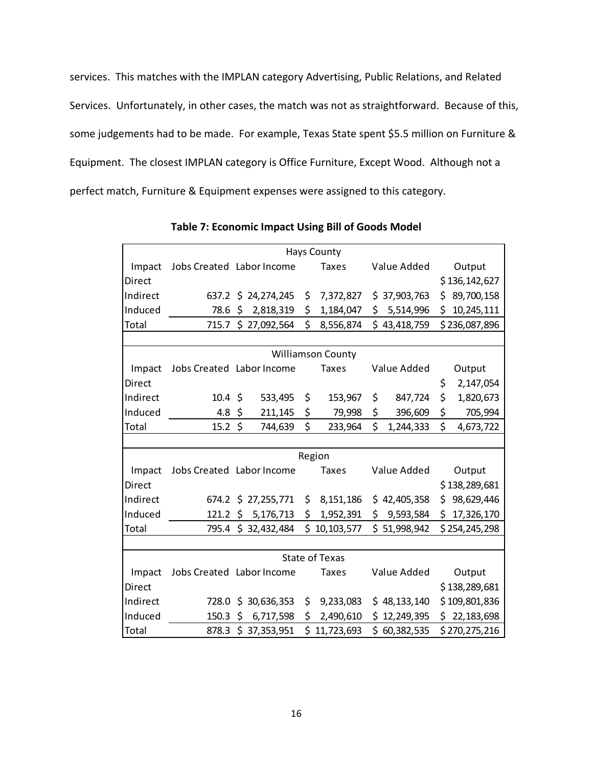services. This matches with the IMPLAN category Advertising, Public Relations, and Related Services. Unfortunately, in other cases, the match was not as straightforward. Because of this, some judgements had to be made. For example, Texas State spent $5.5 million on Furniture & Equipment. The closest IMPLAN category is Office Furniture, Except Wood. Although not a perfect match, Furniture & Equipment expenses were assigned to this category.

**Table 7: Economic Impact Using Bill of Goods Model**

| Hays County | | | | | |
|---|---|---|---|---|---|
| Impact | Jobs Created | Labor Income | Taxes | Value Added | Output |
| Direct | | | | | $ 136,142,627 |
| Indirect | 637.2 | $ 24,274,245 | $ 7,372,827 | $ 37,903,763 | $ 89,700,158 |
| Induced | 78.6 | $ 2,818,319 | $ 1,184,047 | $ 5,514,996 | $ 10,245,111 |
| Total | 715.7 | $ 27,092,564 | $ 8,556,874 | $ 43,418,759 | $ 236,087,896 |
| **Williamson County** | | | | | |
| Impact | Jobs Created | Labor Income | Taxes | Value Added | Output |
| Direct | | | | | $ 2,147,054 |
| Indirect | 10.4 | $ 533,495 | $ 153,967 | $ 847,724 | $ 1,820,673 |
| Induced | 4.8 | $ 211,145 | $ 79,998 | $ 396,609 | $ 705,994 |
| Total | 15.2 | $ 744,639 | $ 233,964 | $ 1,244,333 | $ 4,673,722 |
| **Region** | | | | | |
| Impact | Jobs Created | Labor Income | Taxes | Value Added | Output |
| Direct | | | | | $ 138,289,681 |
| Indirect | 674.2 | $ 27,255,771 | $ 8,151,186 | $ 42,405,358 | $ 98,629,446 |
| Induced | 121.2 | $ 5,176,713 | $ 1,952,391 | $ 9,593,584 | $ 17,326,170 |
| Total | 795.4 | $ 32,432,484 | $ 10,103,577 | $ 51,998,942 | $ 254,245,298 |
| **State of Texas** | | | | | |
| Impact | Jobs Created | Labor Income | Taxes | Value Added | Output |
| Direct | | | | | $ 138,289,681 |
| Indirect | 728.0 | $ 30,636,353 | $ 9,233,083 | $ 48,133,140 | $ 109,801,836 |
| Induced | 150.3 | $ 6,717,598 | $ 2,490,610 | $ 12,249,395 | $ 22,183,698 |
| Total | 878.3 | $ 37,353,951 | $ 11,723,693 | $ 60,382,535 | $ 270,275,216 |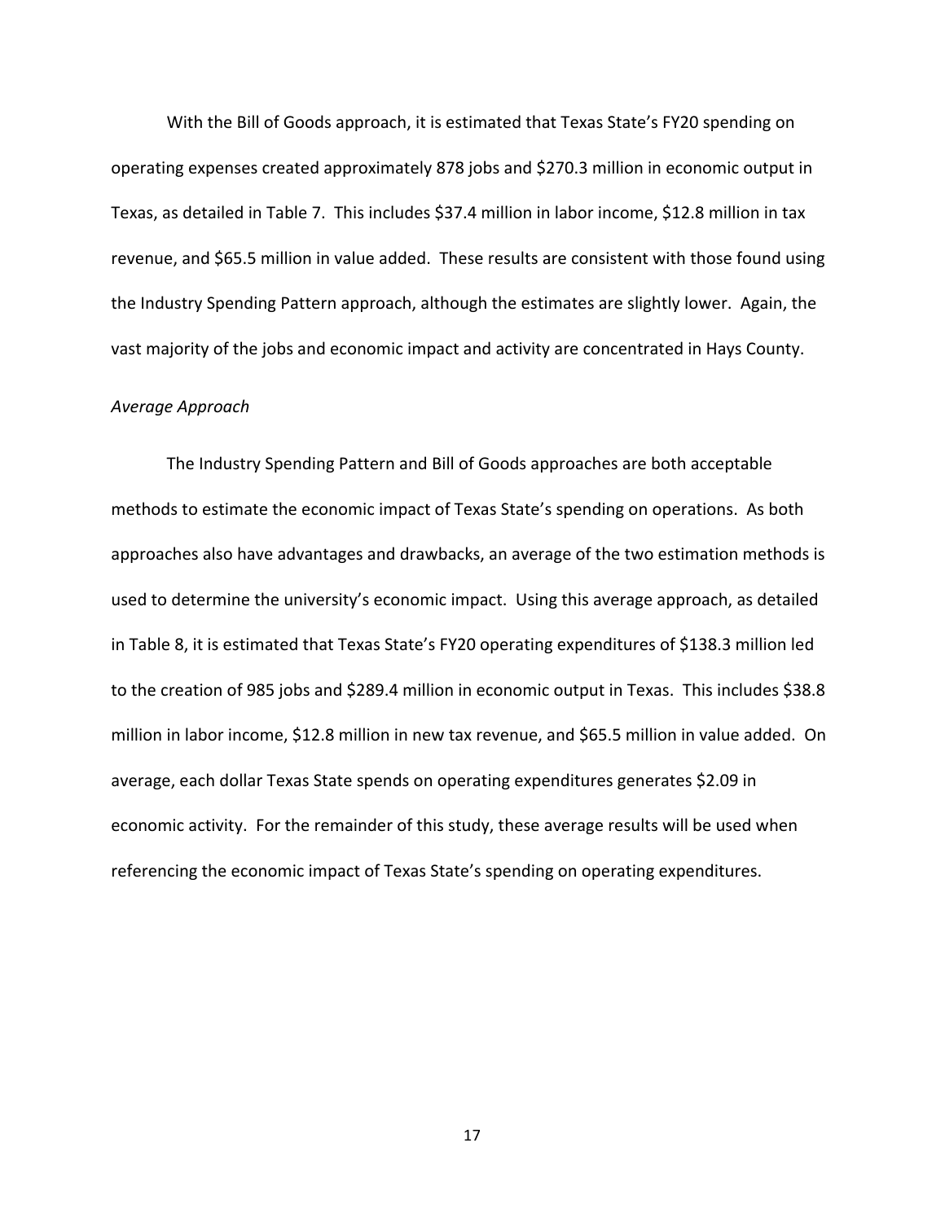With the Bill of Goods approach, it is estimated that Texas State's FY20 spending on operating expenses created approximately 878 jobs and $270.3 million in economic output in Texas, as detailed in Table 7. This includes $37.4 million in labor income, $12.8 million in tax revenue, and $65.5 million in value added. These results are consistent with those found using the Industry Spending Pattern approach, although the estimates are slightly lower. Again, the vast majority of the jobs and economic impact and activity are concentrated in Hays County.

*Average Approach*

The Industry Spending Pattern and Bill of Goods approaches are both acceptable methods to estimate the economic impact of Texas State's spending on operations. As both approaches also have advantages and drawbacks, an average of the two estimation methods is used to determine the university's economic impact. Using this average approach, as detailed in Table 8, it is estimated that Texas State's FY20 operating expenditures of $138.3 million led to the creation of 985 jobs and $289.4 million in economic output in Texas. This includes $38.8 million in labor income, $12.8 million in new tax revenue, and $65.5 million in value added. On average, each dollar Texas State spends on operating expenditures generates $2.09 in economic activity. For the remainder of this study, these average results will be used when referencing the economic impact of Texas State's spending on operating expenditures.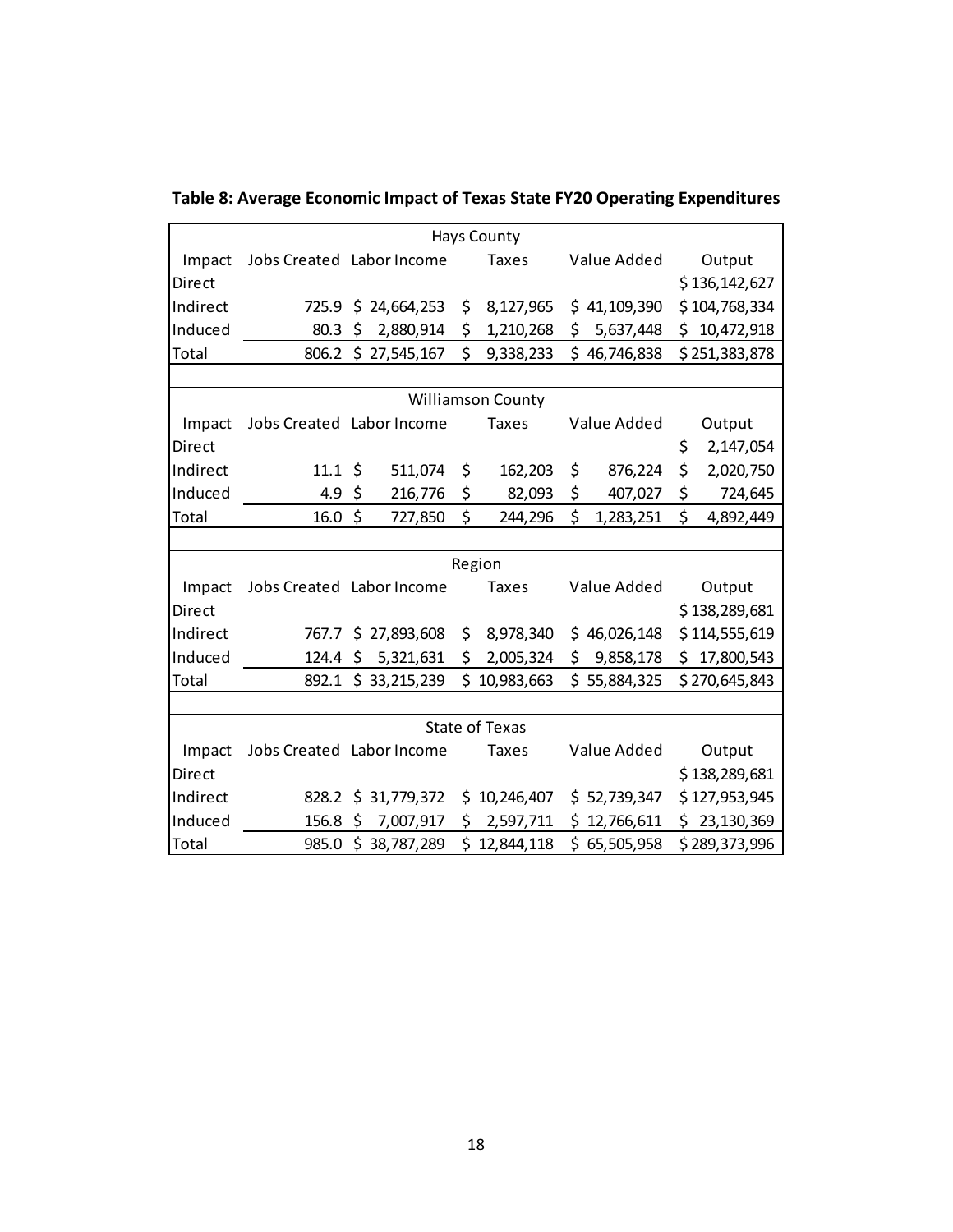**Table 8: Average Economic Impact of Texas State FY20 Operating Expenditures**

| Hays County | | | | | |
|---|---|---|---|---|---|
| Impact | Jobs Created | Labor Income | Taxes | Value Added | Output |
| Direct | | | | | $ 136,142,627 |
| Indirect | 725.9 | $ 24,664,253 | $ 8,127,965 | $ 41,109,390 | $ 104,768,334 |
| Induced | 80.3 | $ 2,880,914 | $ 1,210,268 | $ 5,637,448 | $ 10,472,918 |
| Total | 806.2 | $ 27,545,167 | $ 9,338,233 | $ 46,746,838 | $ 251,383,878 |
| **Williamson County** | | | | | |
| Impact | Jobs Created | Labor Income | Taxes | Value Added | Output |
| Direct | | | | | $ 2,147,054 |
| Indirect | 11.1 | $ 511,074 | $ 162,203 | $ 876,224 | $ 2,020,750 |
| Induced | 4.9 | $ 216,776 | $ 82,093 | $ 407,027 | $ 724,645 |
| Total | 16.0 | $ 727,850 | $ 244,296 | $ 1,283,251 | $ 4,892,449 |
| **Region** | | | | | |
| Impact | Jobs Created | Labor Income | Taxes | Value Added | Output |
| Direct | | | | | $ 138,289,681 |
| Indirect | 767.7 | $ 27,893,608 | $ 8,978,340 | $ 46,026,148 | $ 114,555,619 |
| Induced | 124.4 | $ 5,321,631 | $ 2,005,324 | $ 9,858,178 | $ 17,800,543 |
| Total | 892.1 | $ 33,215,239 | $ 10,983,663 | $ 55,884,325 | $ 270,645,843 |
| **State of Texas** | | | | | |
| Impact | Jobs Created | Labor Income | Taxes | Value Added | Output |
| Direct | | | | | $ 138,289,681 |
| Indirect | 828.2 | $ 31,779,372 | $ 10,246,407 | $ 52,739,347 | $ 127,953,945 |
| Induced | 156.8 | $ 7,007,917 | $ 2,597,711 | $ 12,766,611 | $ 23,130,369 |
| Total | 985.0 | $ 38,787,289 | $ 12,844,118 | $ 65,505,958 | $ 289,373,996 |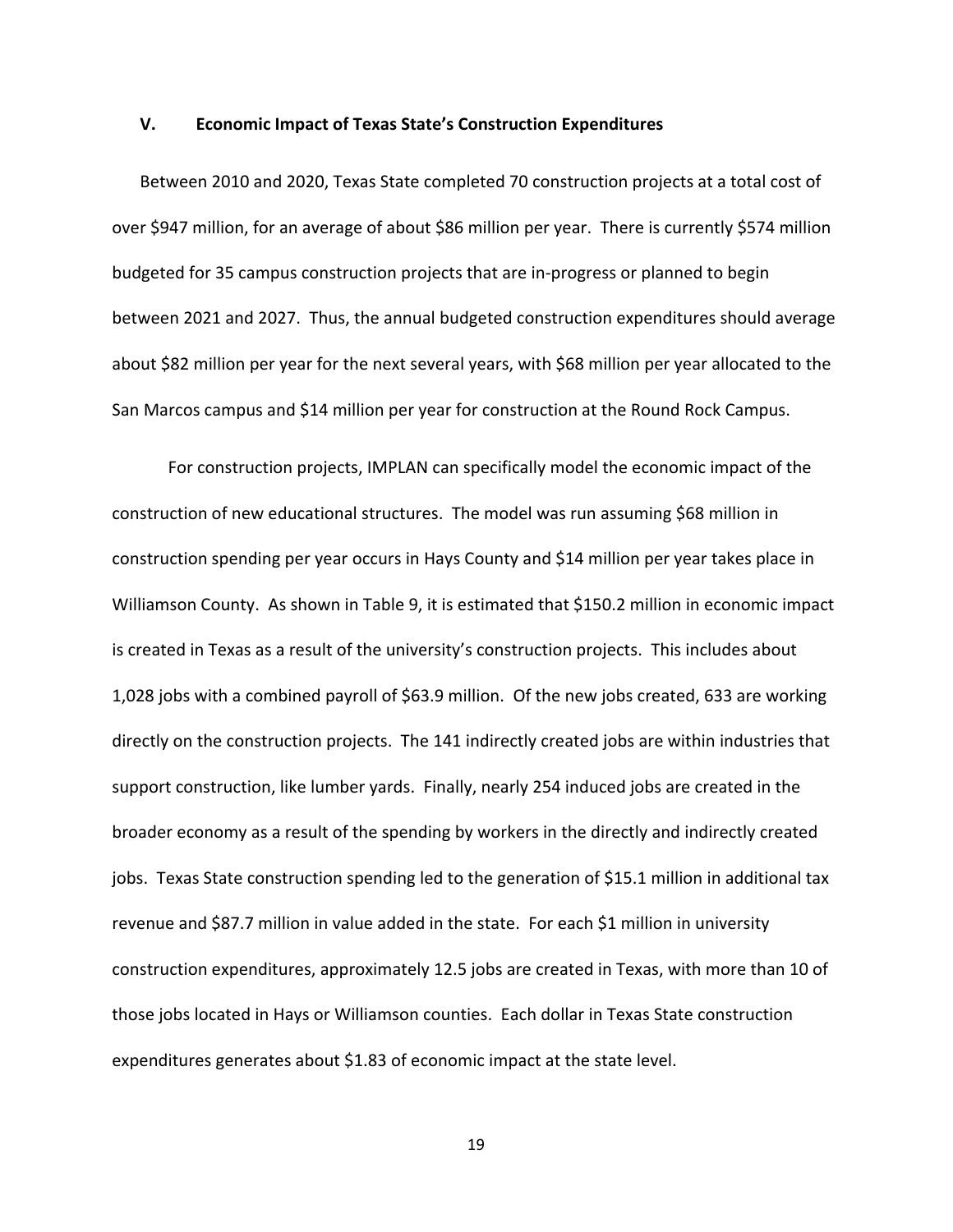## V. Economic Impact of Texas State's Construction Expenditures

Between 2010 and 2020, Texas State completed 70 construction projects at a total cost of over $947 million, for an average of about $86 million per year. There is currently $574 million budgeted for 35 campus construction projects that are in-progress or planned to begin between 2021 and 2027. Thus, the annual budgeted construction expenditures should average about $82 million per year for the next several years, with $68 million per year allocated to the San Marcos campus and $14 million per year for construction at the Round Rock Campus.

For construction projects, IMPLAN can specifically model the economic impact of the construction of new educational structures. The model was run assuming $68 million in construction spending per year occurs in Hays County and $14 million per year takes place in Williamson County. As shown in Table 9, it is estimated that $150.2 million in economic impact is created in Texas as a result of the university's construction projects. This includes about 1,028 jobs with a combined payroll of $63.9 million. Of the new jobs created, 633 are working directly on the construction projects. The 141 indirectly created jobs are within industries that support construction, like lumber yards. Finally, nearly 254 induced jobs are created in the broader economy as a result of the spending by workers in the directly and indirectly created jobs. Texas State construction spending led to the generation of $15.1 million in additional tax revenue and $87.7 million in value added in the state. For each $1 million in university construction expenditures, approximately 12.5 jobs are created in Texas, with more than 10 of those jobs located in Hays or Williamson counties. Each dollar in Texas State construction expenditures generates about $1.83 of economic impact at the state level.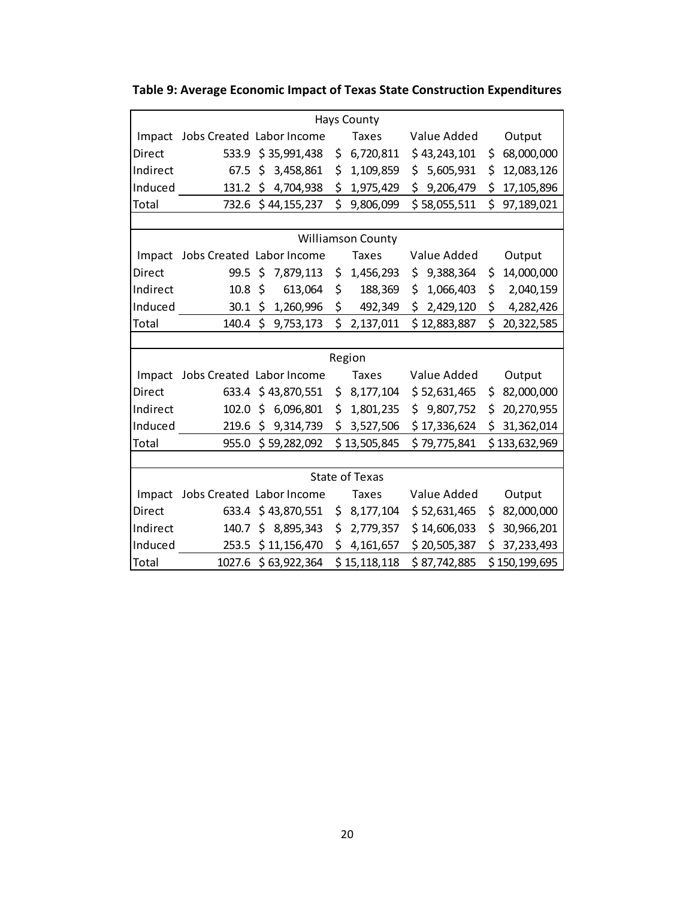**Table 9: Average Economic Impact of Texas State Construction Expenditures**

| Hays County | | | | | |
|---|---|---|---|---|---|
| Impact | Jobs Created | Labor Income | Taxes | Value Added | Output |
| Direct | 533.9 | $ 35,991,438 | $ 6,720,811 | $ 43,243,101 | $ 68,000,000 |
| Indirect | 67.5 | $ 3,458,861 | $ 1,109,859 | $ 5,605,931 | $ 12,083,126 |
| Induced | 131.2 | $ 4,704,938 | $ 1,975,429 | $ 9,206,479 | $ 17,105,896 |
| Total | 732.6 | $ 44,155,237 | $ 9,806,099 | $ 58,055,511 | $ 97,189,021 |
| | | | | | |
| **Williamson County** | | | | | |
| Impact | Jobs Created | Labor Income | Taxes | Value Added | Output |
| Direct | 99.5 | $ 7,879,113 | $ 1,456,293 | $ 9,388,364 | $ 14,000,000 |
| Indirect | 10.8 | $ 613,064 | $ 188,369 | $ 1,066,403 | $ 2,040,159 |
| Induced | 30.1 | $ 1,260,996 | $ 492,349 | $ 2,429,120 | $ 4,282,426 |
| Total | 140.4 | $ 9,753,173 | $ 2,137,011 | $ 12,883,887 | $ 20,322,585 |
| | | | | | |
| **Region** | | | | | |
| Impact | Jobs Created | Labor Income | Taxes | Value Added | Output |
| Direct | 633.4 | $ 43,870,551 | $ 8,177,104 | $ 52,631,465 | $ 82,000,000 |
| Indirect | 102.0 | $ 6,096,801 | $ 1,801,235 | $ 9,807,752 | $ 20,270,955 |
| Induced | 219.6 | $ 9,314,739 | $ 3,527,506 | $ 17,336,624 | $ 31,362,014 |
| Total | 955.0 | $ 59,282,092 | $ 13,505,845 | $ 79,775,841 | $ 133,632,969 |
| | | | | | |
| **State of Texas** | | | | | |
| Impact | Jobs Created | Labor Income | Taxes | Value Added | Output |
| Direct | 633.4 | $ 43,870,551 | $ 8,177,104 | $ 52,631,465 | $ 82,000,000 |
| Indirect | 140.7 | $ 8,895,343 | $ 2,779,357 | $ 14,606,033 | $ 30,966,201 |
| Induced | 253.5 | $ 11,156,470 | $ 4,161,657 | $ 20,505,387 | $ 37,233,493 |
| Total | 1027.6 | $ 63,922,364 | $ 15,118,118 | $ 87,742,885 | $ 150,199,695 |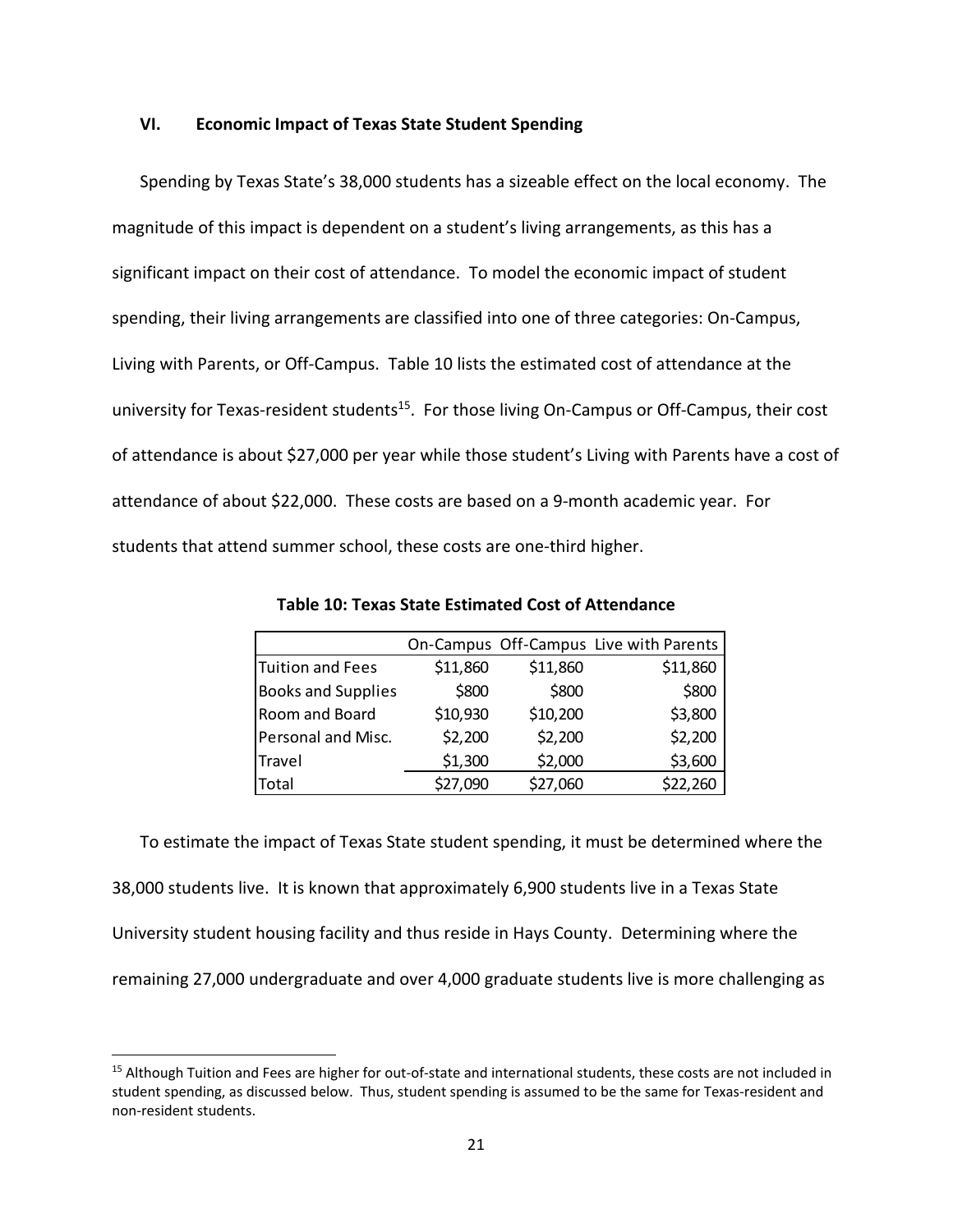## VI. Economic Impact of Texas State Student Spending

Spending by Texas State's 38,000 students has a sizeable effect on the local economy. The magnitude of this impact is dependent on a student's living arrangements, as this has a significant impact on their cost of attendance. To model the economic impact of student spending, their living arrangements are classified into one of three categories: On-Campus, Living with Parents, or Off-Campus. Table 10 lists the estimated cost of attendance at the university for Texas-resident students[15]. For those living On-Campus or Off-Campus, their cost of attendance is about \$27,000 per year while those student's Living with Parents have a cost of attendance of about \$22,000. These costs are based on a 9-month academic year. For students that attend summer school, these costs are one-third higher.

**Table 10: Texas State Estimated Cost of Attendance**

| | On-Campus | Off-Campus | Live with Parents |
|---|---|---|---|
| Tuition and Fees | \$11,860 | \$11,860 | \$11,860 |
| Books and Supplies | \$800 | \$800 | \$800 |
| Room and Board | \$10,930 | \$10,200 | \$3,800 |
| Personal and Misc. | \$2,200 | \$2,200 | \$2,200 |
| Travel | \$1,300 | \$2,000 | \$3,600 |
| Total | \$27,090 | \$27,060 | \$22,260 |

To estimate the impact of Texas State student spending, it must be determined where the 38,000 students live. It is known that approximately 6,900 students live in a Texas State University student housing facility and thus reside in Hays County. Determining where the remaining 27,000 undergraduate and over 4,000 graduate students live is more challenging as

---

[15] Although Tuition and Fees are higher for out-of-state and international students, these costs are not included in student spending, as discussed below. Thus, student spending is assumed to be the same for Texas-resident and non-resident students.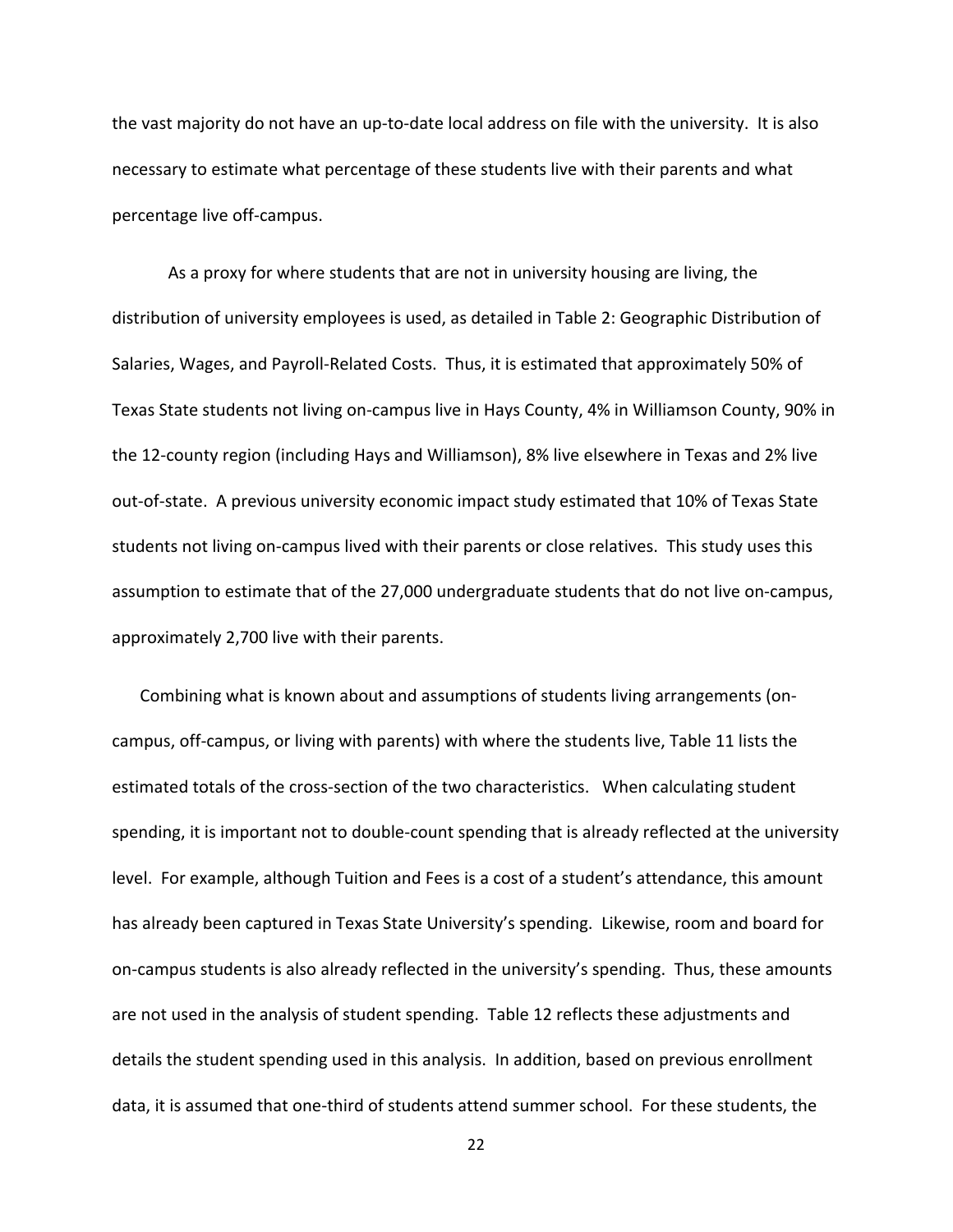the vast majority do not have an up-to-date local address on file with the university. It is also necessary to estimate what percentage of these students live with their parents and what percentage live off-campus.

As a proxy for where students that are not in university housing are living, the distribution of university employees is used, as detailed in Table 2: Geographic Distribution of Salaries, Wages, and Payroll-Related Costs. Thus, it is estimated that approximately 50% of Texas State students not living on-campus live in Hays County, 4% in Williamson County, 90% in the 12-county region (including Hays and Williamson), 8% live elsewhere in Texas and 2% live out-of-state. A previous university economic impact study estimated that 10% of Texas State students not living on-campus lived with their parents or close relatives. This study uses this assumption to estimate that of the 27,000 undergraduate students that do not live on-campus, approximately 2,700 live with their parents.

Combining what is known about and assumptions of students living arrangements (on-campus, off-campus, or living with parents) with where the students live, Table 11 lists the estimated totals of the cross-section of the two characteristics. When calculating student spending, it is important not to double-count spending that is already reflected at the university level. For example, although Tuition and Fees is a cost of a student's attendance, this amount has already been captured in Texas State University's spending. Likewise, room and board for on-campus students is also already reflected in the university's spending. Thus, these amounts are not used in the analysis of student spending. Table 12 reflects these adjustments and details the student spending used in this analysis. In addition, based on previous enrollment data, it is assumed that one-third of students attend summer school. For these students, the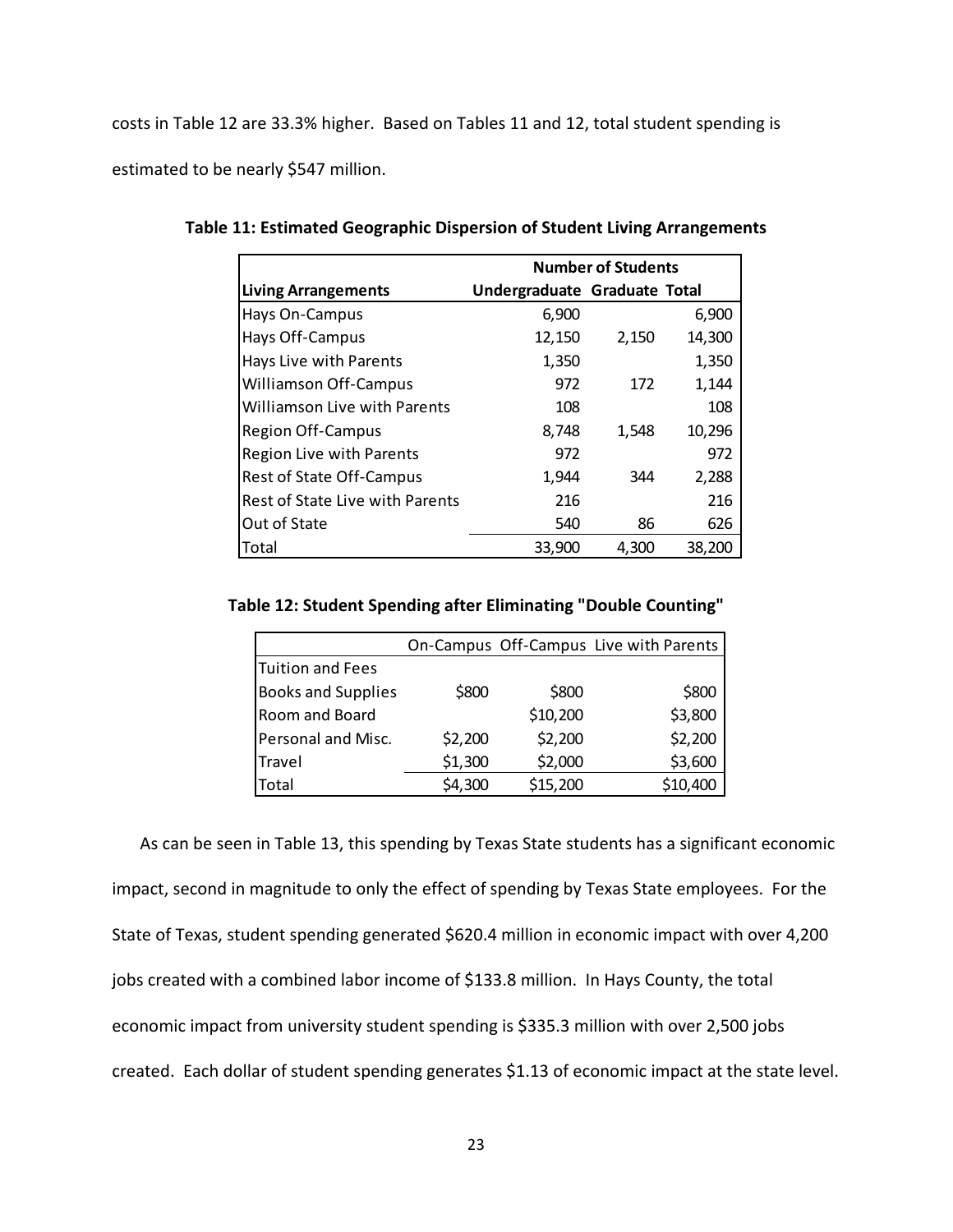costs in Table 12 are 33.3% higher. Based on Tables 11 and 12, total student spending is estimated to be nearly $547 million.

**Table 11: Estimated Geographic Dispersion of Student Living Arrangements**

| | Number of Students | | |
|---|---|---|---|
| **Living Arrangements** | **Undergraduate** | **Graduate** | **Total** |
| Hays On-Campus | 6,900 | | 6,900 |
| Hays Off-Campus | 12,150 | 2,150 | 14,300 |
| Hays Live with Parents | 1,350 | | 1,350 |
| Williamson Off-Campus | 972 | 172 | 1,144 |
| Williamson Live with Parents | 108 | | 108 |
| Region Off-Campus | 8,748 | 1,548 | 10,296 |
| Region Live with Parents | 972 | | 972 |
| Rest of State Off-Campus | 1,944 | 344 | 2,288 |
| Rest of State Live with Parents | 216 | | 216 |
| Out of State | 540 | 86 | 626 |
| Total | 33,900 | 4,300 | 38,200 |

**Table 12: Student Spending after Eliminating "Double Counting"**

| | On-Campus | Off-Campus | Live with Parents |
|---|---|---|---|
| Tuition and Fees | | | |
| Books and Supplies | $800 | $800 | $800 |
| Room and Board | | $10,200 | $3,800 |
| Personal and Misc. | $2,200 | $2,200 | $2,200 |
| Travel | $1,300 | $2,000 | $3,600 |
| Total | $4,300 | $15,200 | $10,400 |

As can be seen in Table 13, this spending by Texas State students has a significant economic impact, second in magnitude to only the effect of spending by Texas State employees. For the State of Texas, student spending generated $620.4 million in economic impact with over 4,200 jobs created with a combined labor income of $133.8 million. In Hays County, the total economic impact from university student spending is $335.3 million with over 2,500 jobs created. Each dollar of student spending generates $1.13 of economic impact at the state level.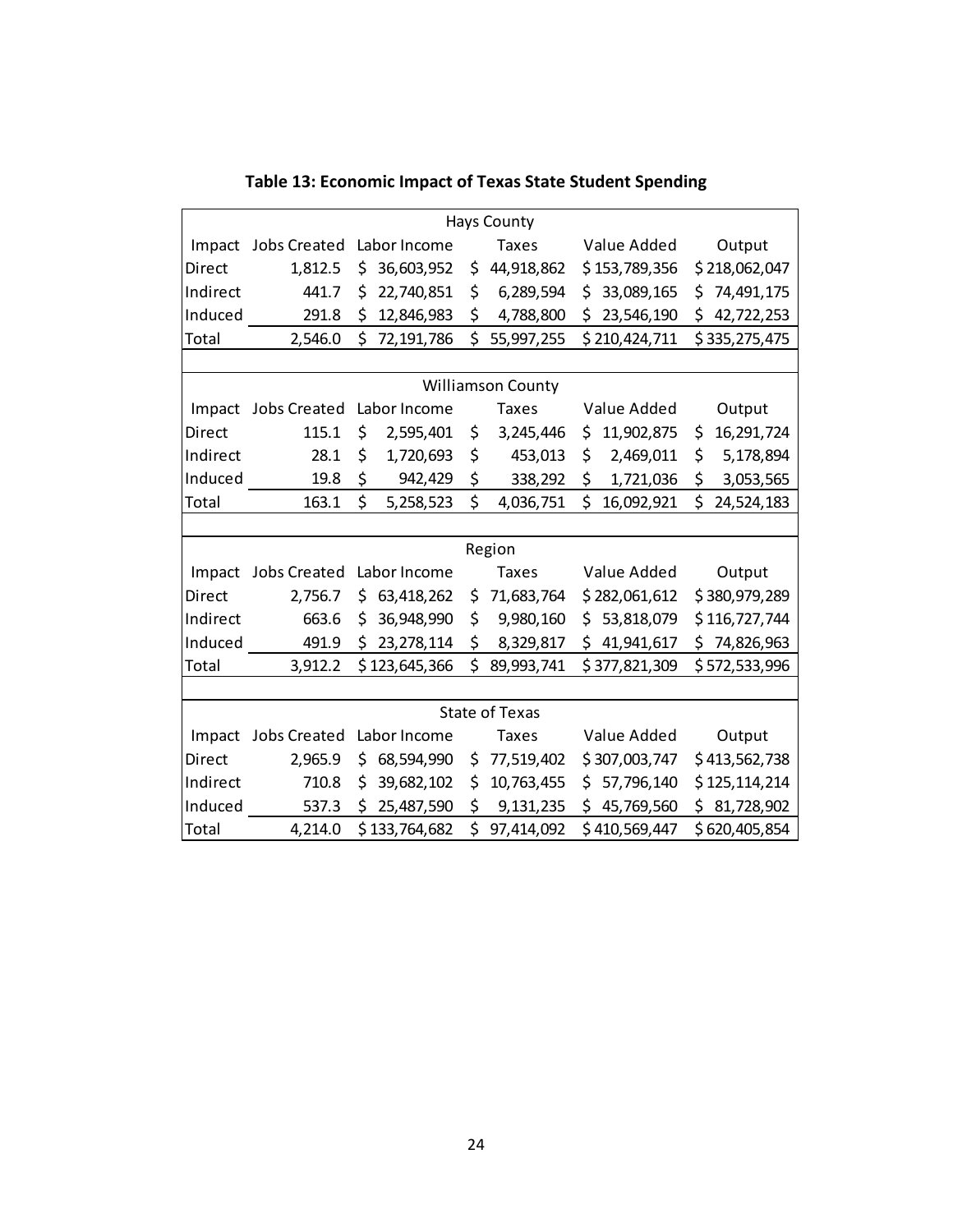**Table 13: Economic Impact of Texas State Student Spending**

| Hays County | | | | | |
|---|---|---|---|---|---|
| Impact | Jobs Created | Labor Income | Taxes | Value Added | Output |
| Direct | 1,812.5 | $ 36,603,952 | $ 44,918,862 | $ 153,789,356 | $ 218,062,047 |
| Indirect | 441.7 | $ 22,740,851 | $ 6,289,594 | $ 33,089,165 | $ 74,491,175 |
| Induced | 291.8 | $ 12,846,983 | $ 4,788,800 | $ 23,546,190 | $ 42,722,253 |
| Total | 2,546.0 | $ 72,191,786 | $ 55,997,255 | $ 210,424,711 | $ 335,275,475 |
| | | | | | |
| **Williamson County** | | | | | |
| Impact | Jobs Created | Labor Income | Taxes | Value Added | Output |
| Direct | 115.1 | $ 2,595,401 | $ 3,245,446 | $ 11,902,875 | $ 16,291,724 |
| Indirect | 28.1 | $ 1,720,693 | $ 453,013 | $ 2,469,011 | $ 5,178,894 |
| Induced | 19.8 | $ 942,429 | $ 338,292 | $ 1,721,036 | $ 3,053,565 |
| Total | 163.1 | $ 5,258,523 | $ 4,036,751 | $ 16,092,921 | $ 24,524,183 |
| | | | | | |
| **Region** | | | | | |
| Impact | Jobs Created | Labor Income | Taxes | Value Added | Output |
| Direct | 2,756.7 | $ 63,418,262 | $ 71,683,764 | $ 282,061,612 | $ 380,979,289 |
| Indirect | 663.6 | $ 36,948,990 | $ 9,980,160 | $ 53,818,079 | $ 116,727,744 |
| Induced | 491.9 | $ 23,278,114 | $ 8,329,817 | $ 41,941,617 | $ 74,826,963 |
| Total | 3,912.2 | $ 123,645,366 | $ 89,993,741 | $ 377,821,309 | $ 572,533,996 |
| | | | | | |
| **State of Texas** | | | | | |
| Impact | Jobs Created | Labor Income | Taxes | Value Added | Output |
| Direct | 2,965.9 | $ 68,594,990 | $ 77,519,402 | $ 307,003,747 | $ 413,562,738 |
| Indirect | 710.8 | $ 39,682,102 | $ 10,763,455 | $ 57,796,140 | $ 125,114,214 |
| Induced | 537.3 | $ 25,487,590 | $ 9,131,235 | $ 45,769,560 | $ 81,728,902 |
| Total | 4,214.0 | $ 133,764,682 | $ 97,414,092 | $ 410,569,447 | $ 620,405,854 |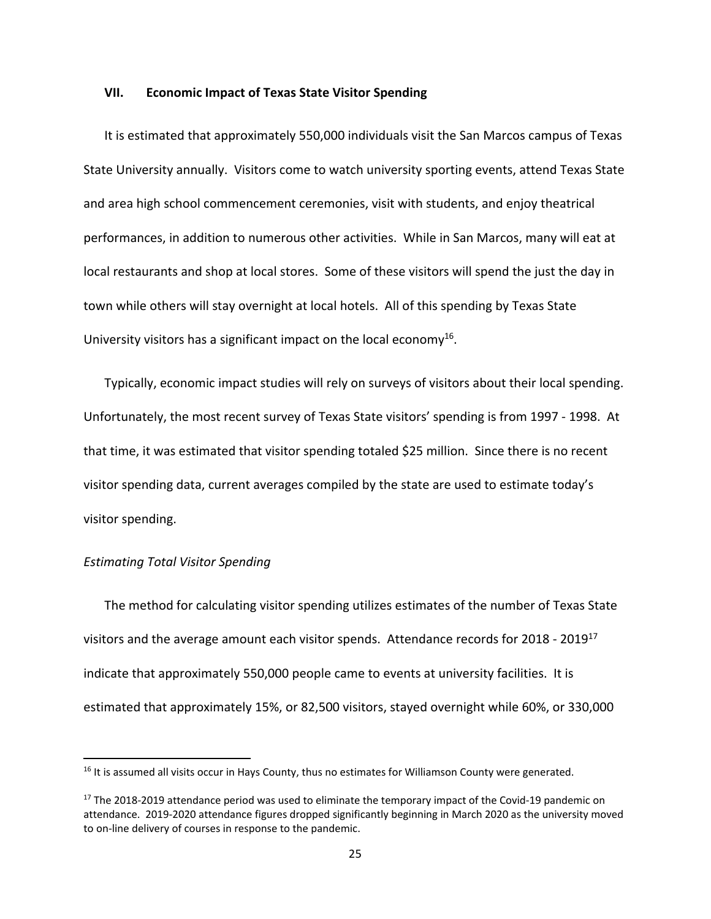## VII. Economic Impact of Texas State Visitor Spending

It is estimated that approximately 550,000 individuals visit the San Marcos campus of Texas State University annually. Visitors come to watch university sporting events, attend Texas State and area high school commencement ceremonies, visit with students, and enjoy theatrical performances, in addition to numerous other activities. While in San Marcos, many will eat at local restaurants and shop at local stores. Some of these visitors will spend the just the day in town while others will stay overnight at local hotels. All of this spending by Texas State University visitors has a significant impact on the local economy[16].

Typically, economic impact studies will rely on surveys of visitors about their local spending. Unfortunately, the most recent survey of Texas State visitors' spending is from 1997 - 1998. At that time, it was estimated that visitor spending totaled $25 million. Since there is no recent visitor spending data, current averages compiled by the state are used to estimate today's visitor spending.

*Estimating Total Visitor Spending*

The method for calculating visitor spending utilizes estimates of the number of Texas State visitors and the average amount each visitor spends. Attendance records for 2018 - 2019[17] indicate that approximately 550,000 people came to events at university facilities. It is estimated that approximately 15%, or 82,500 visitors, stayed overnight while 60%, or 330,000

[16] It is assumed all visits occur in Hays County, thus no estimates for Williamson County were generated.

[17] The 2018-2019 attendance period was used to eliminate the temporary impact of the Covid-19 pandemic on attendance. 2019-2020 attendance figures dropped significantly beginning in March 2020 as the university moved to on-line delivery of courses in response to the pandemic.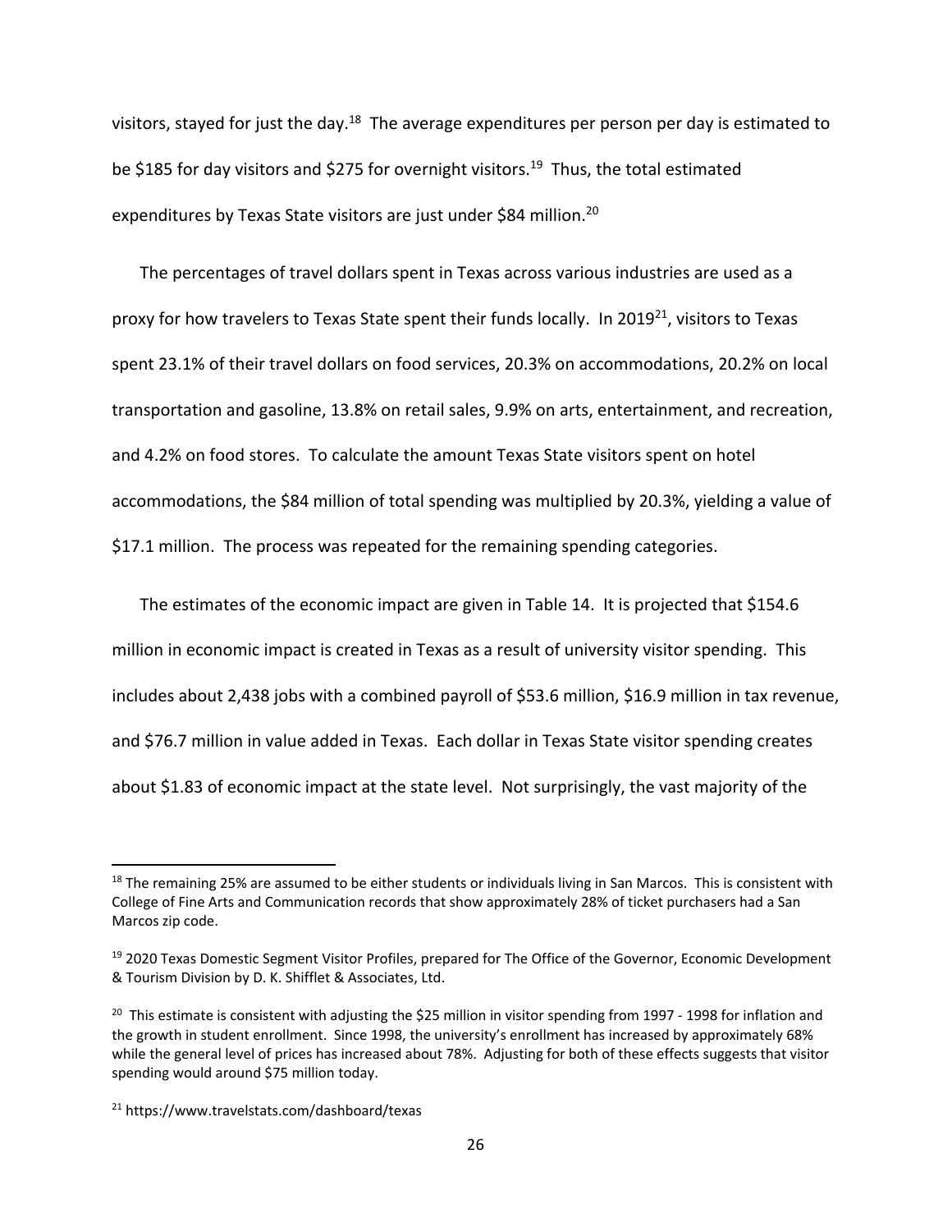visitors, stayed for just the day.[18] The average expenditures per person per day is estimated to be $185 for day visitors and $275 for overnight visitors.[19] Thus, the total estimated expenditures by Texas State visitors are just under $84 million.[20]

The percentages of travel dollars spent in Texas across various industries are used as a proxy for how travelers to Texas State spent their funds locally. In 2019[21], visitors to Texas spent 23.1% of their travel dollars on food services, 20.3% on accommodations, 20.2% on local transportation and gasoline, 13.8% on retail sales, 9.9% on arts, entertainment, and recreation, and 4.2% on food stores. To calculate the amount Texas State visitors spent on hotel accommodations, the $84 million of total spending was multiplied by 20.3%, yielding a value of $17.1 million. The process was repeated for the remaining spending categories.

The estimates of the economic impact are given in Table 14. It is projected that $154.6 million in economic impact is created in Texas as a result of university visitor spending. This includes about 2,438 jobs with a combined payroll of $53.6 million, $16.9 million in tax revenue, and $76.7 million in value added in Texas. Each dollar in Texas State visitor spending creates about $1.83 of economic impact at the state level. Not surprisingly, the vast majority of the

---

[18] The remaining 25% are assumed to be either students or individuals living in San Marcos. This is consistent with College of Fine Arts and Communication records that show approximately 28% of ticket purchasers had a San Marcos zip code.

[19] 2020 Texas Domestic Segment Visitor Profiles, prepared for The Office of the Governor, Economic Development & Tourism Division by D. K. Shifflet & Associates, Ltd.

[20] This estimate is consistent with adjusting the $25 million in visitor spending from 1997 - 1998 for inflation and the growth in student enrollment. Since 1998, the university's enrollment has increased by approximately 68% while the general level of prices has increased about 78%. Adjusting for both of these effects suggests that visitor spending would around $75 million today.

[21] https://www.travelstats.com/dashboard/texas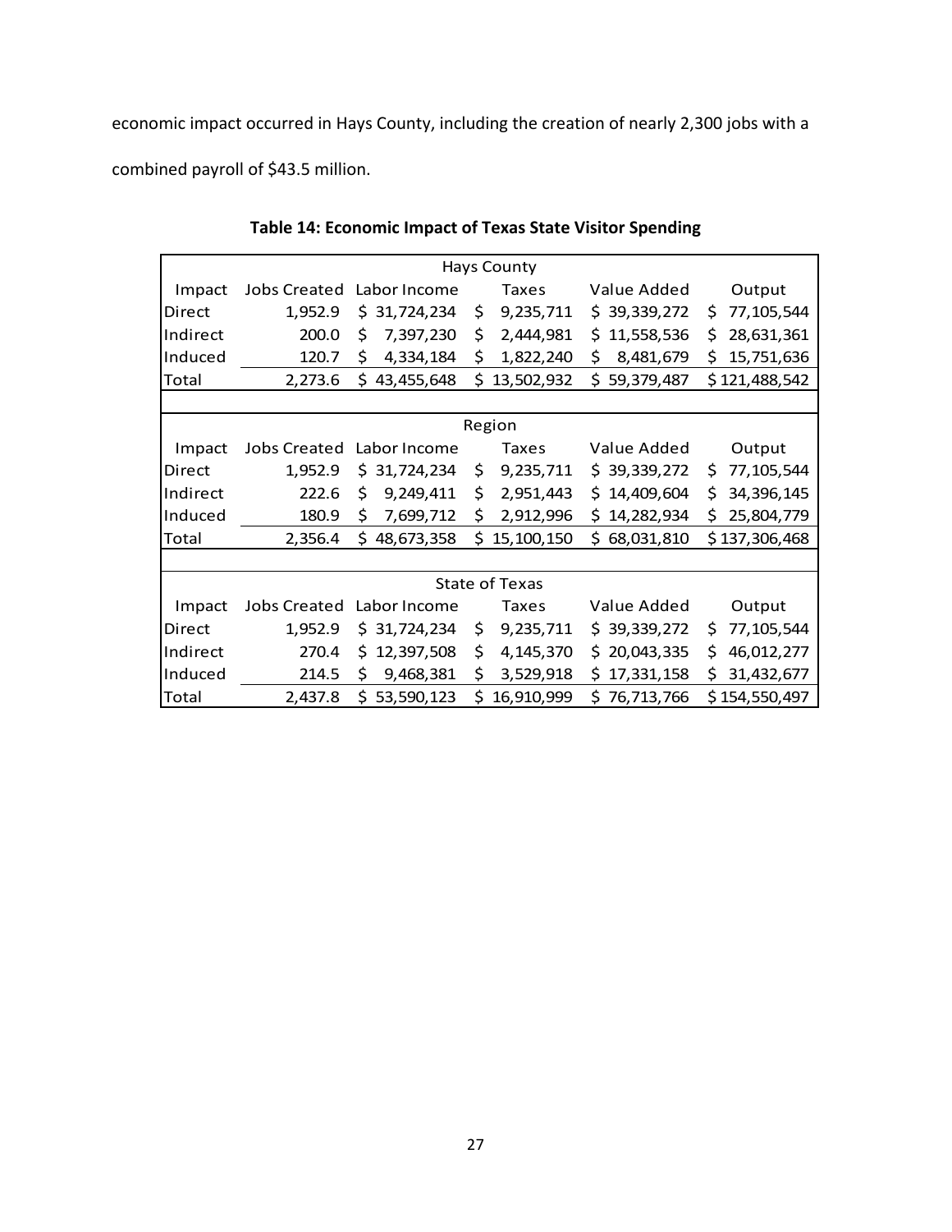economic impact occurred in Hays County, including the creation of nearly 2,300 jobs with a combined payroll of $43.5 million.

**Table 14: Economic Impact of Texas State Visitor Spending**

| Hays County | | | | | |
|---|---|---|---|---|---|
| Impact | Jobs Created | Labor Income | Taxes | Value Added | Output |
| Direct | 1,952.9 | $ 31,724,234 | $ 9,235,711 | $ 39,339,272 | $ 77,105,544 |
| Indirect | 200.0 | $ 7,397,230 | $ 2,444,981 | $ 11,558,536 | $ 28,631,361 |
| Induced | 120.7 | $ 4,334,184 | $ 1,822,240 | $ 8,481,679 | $ 15,751,636 |
| Total | 2,273.6 | $ 43,455,648 | $ 13,502,932 | $ 59,379,487 | $ 121,488,542 |
| **Region** | | | | | |
| Impact | Jobs Created | Labor Income | Taxes | Value Added | Output |
| Direct | 1,952.9 | $ 31,724,234 | $ 9,235,711 | $ 39,339,272 | $ 77,105,544 |
| Indirect | 222.6 | $ 9,249,411 | $ 2,951,443 | $ 14,409,604 | $ 34,396,145 |
| Induced | 180.9 | $ 7,699,712 | $ 2,912,996 | $ 14,282,934 | $ 25,804,779 |
| Total | 2,356.4 | $ 48,673,358 | $ 15,100,150 | $ 68,031,810 | $ 137,306,468 |
| **State of Texas** | | | | | |
| Impact | Jobs Created | Labor Income | Taxes | Value Added | Output |
| Direct | 1,952.9 | $ 31,724,234 | $ 9,235,711 | $ 39,339,272 | $ 77,105,544 |
| Indirect | 270.4 | $ 12,397,508 | $ 4,145,370 | $ 20,043,335 | $ 46,012,277 |
| Induced | 214.5 | $ 9,468,381 | $ 3,529,918 | $ 17,331,158 | $ 31,432,677 |
| Total | 2,437.8 | $ 53,590,123 | $ 16,910,999 | $ 76,713,766 | $ 154,550,497 |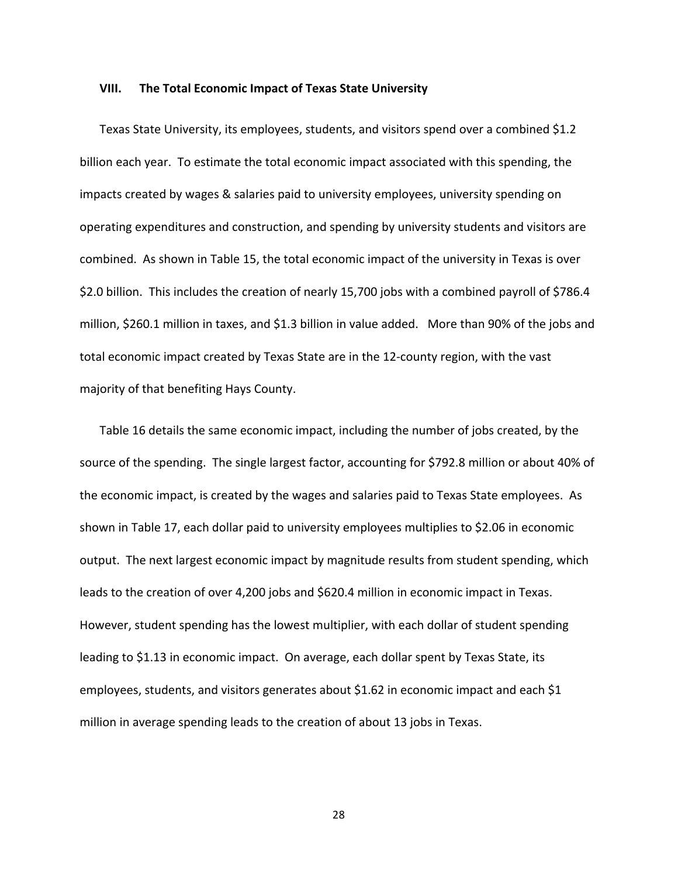## VIII. The Total Economic Impact of Texas State University

Texas State University, its employees, students, and visitors spend over a combined $1.2 billion each year. To estimate the total economic impact associated with this spending, the impacts created by wages & salaries paid to university employees, university spending on operating expenditures and construction, and spending by university students and visitors are combined. As shown in Table 15, the total economic impact of the university in Texas is over $2.0 billion. This includes the creation of nearly 15,700 jobs with a combined payroll of $786.4 million, $260.1 million in taxes, and $1.3 billion in value added. More than 90% of the jobs and total economic impact created by Texas State are in the 12-county region, with the vast majority of that benefiting Hays County.

Table 16 details the same economic impact, including the number of jobs created, by the source of the spending. The single largest factor, accounting for $792.8 million or about 40% of the economic impact, is created by the wages and salaries paid to Texas State employees. As shown in Table 17, each dollar paid to university employees multiplies to $2.06 in economic output. The next largest economic impact by magnitude results from student spending, which leads to the creation of over 4,200 jobs and $620.4 million in economic impact in Texas. However, student spending has the lowest multiplier, with each dollar of student spending leading to $1.13 in economic impact. On average, each dollar spent by Texas State, its employees, students, and visitors generates about $1.62 in economic impact and each $1 million in average spending leads to the creation of about 13 jobs in Texas.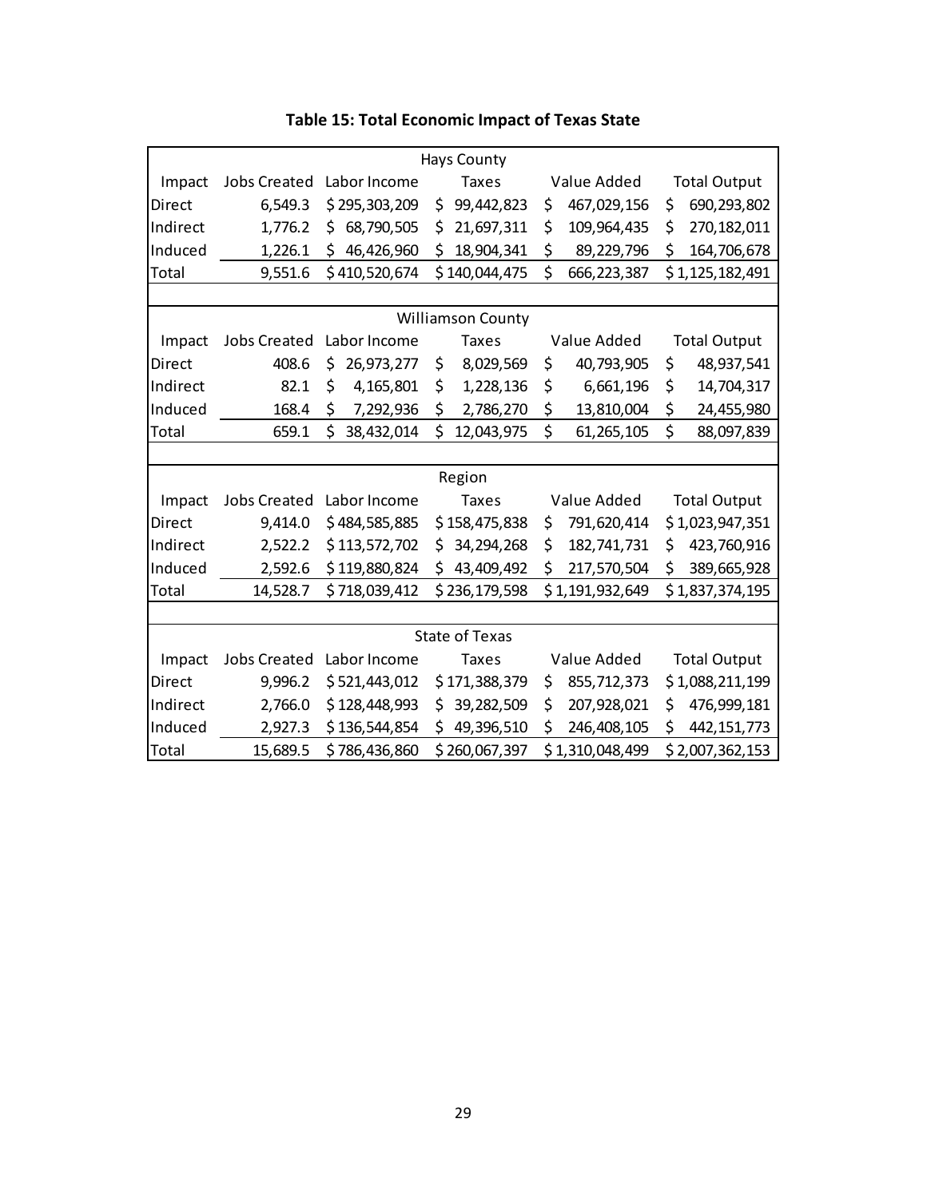**Table 15: Total Economic Impact of Texas State**

| Hays County | | | | | |
|---|---|---|---|---|---|
| Impact | Jobs Created | Labor Income | Taxes | Value Added | Total Output |
| Direct | 6,549.3 | $ 295,303,209 | $ 99,442,823 | $ 467,029,156 | $ 690,293,802 |
| Indirect | 1,776.2 | $ 68,790,505 | $ 21,697,311 | $ 109,964,435 | $ 270,182,011 |
| Induced | 1,226.1 | $ 46,426,960 | $ 18,904,341 | $ 89,229,796 | $ 164,706,678 |
| Total | 9,551.6 | $ 410,520,674 | $ 140,044,475 | $ 666,223,387 | $ 1,125,182,491 |
| **Williamson County** | | | | | |
| Impact | Jobs Created | Labor Income | Taxes | Value Added | Total Output |
| Direct | 408.6 | $ 26,973,277 | $ 8,029,569 | $ 40,793,905 | $ 48,937,541 |
| Indirect | 82.1 | $ 4,165,801 | $ 1,228,136 | $ 6,661,196 | $ 14,704,317 |
| Induced | 168.4 | $ 7,292,936 | $ 2,786,270 | $ 13,810,004 | $ 24,455,980 |
| Total | 659.1 | $ 38,432,014 | $ 12,043,975 | $ 61,265,105 | $ 88,097,839 |
| **Region** | | | | | |
| Impact | Jobs Created | Labor Income | Taxes | Value Added | Total Output |
| Direct | 9,414.0 | $ 484,585,885 | $ 158,475,838 | $ 791,620,414 | $ 1,023,947,351 |
| Indirect | 2,522.2 | $ 113,572,702 | $ 34,294,268 | $ 182,741,731 | $ 423,760,916 |
| Induced | 2,592.6 | $ 119,880,824 | $ 43,409,492 | $ 217,570,504 | $ 389,665,928 |
| Total | 14,528.7 | $ 718,039,412 | $ 236,179,598 | $ 1,191,932,649 | $ 1,837,374,195 |
| **State of Texas** | | | | | |
| Impact | Jobs Created | Labor Income | Taxes | Value Added | Total Output |
| Direct | 9,996.2 | $ 521,443,012 | $ 171,388,379 | $ 855,712,373 | $ 1,088,211,199 |
| Indirect | 2,766.0 | $ 128,448,993 | $ 39,282,509 | $ 207,928,021 | $ 476,999,181 |
| Induced | 2,927.3 | $ 136,544,854 | $ 49,396,510 | $ 246,408,105 | $ 442,151,773 |
| Total | 15,689.5 | $ 786,436,860 | $ 260,067,397 | $ 1,310,048,499 | $ 2,007,362,153 |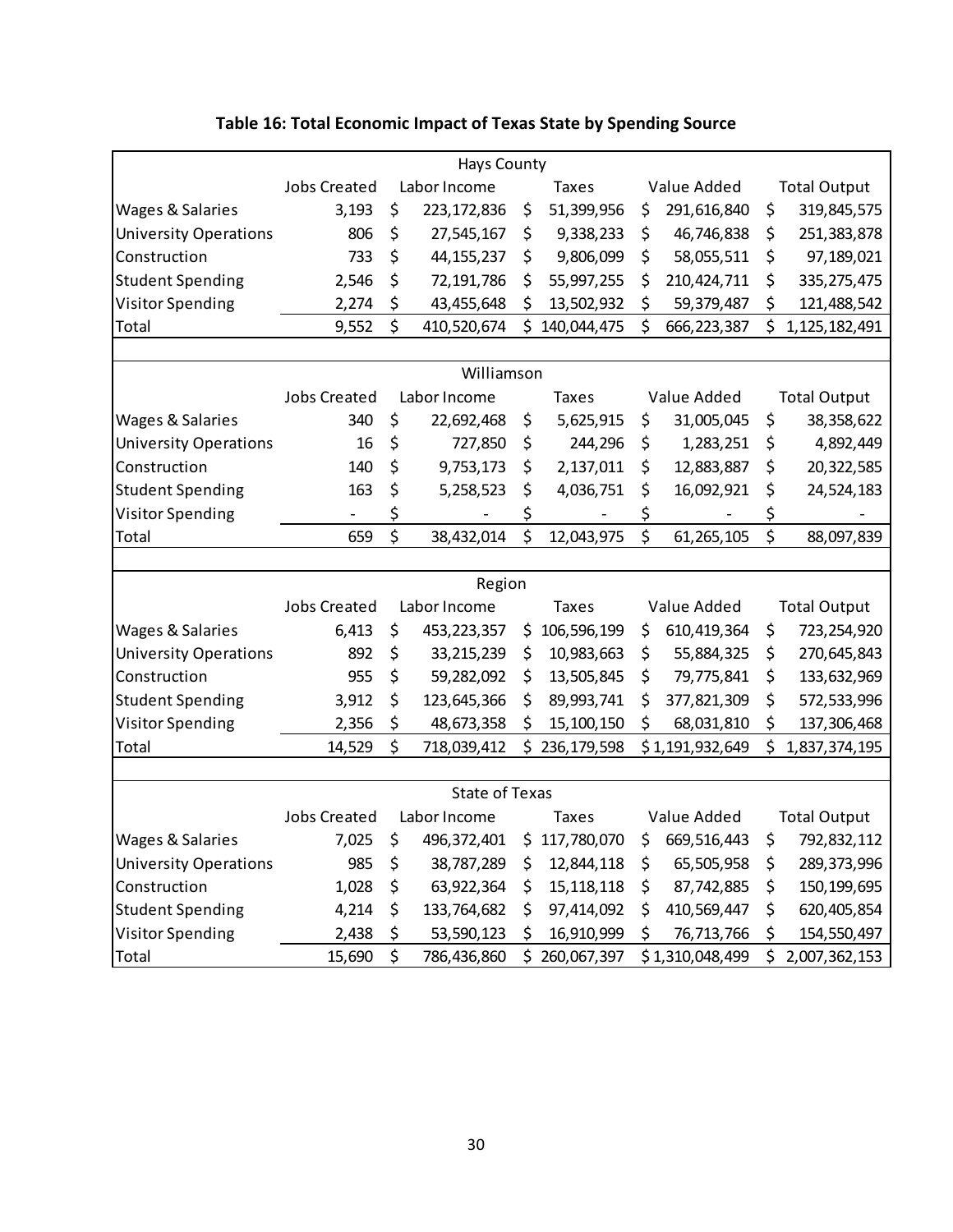**Table 16: Total Economic Impact of Texas State by Spending Source**

| Hays County | | | | | |
|---|---|---|---|---|---|
| | Jobs Created | Labor Income | Taxes | Value Added | Total Output |
| Wages & Salaries | 3,193 | $ 223,172,836 | $ 51,399,956 | $ 291,616,840 | $ 319,845,575 |
| University Operations | 806 | $ 27,545,167 | $ 9,338,233 | $ 46,746,838 | $ 251,383,878 |
| Construction | 733 | $ 44,155,237 | $ 9,806,099 | $ 58,055,511 | $ 97,189,021 |
| Student Spending | 2,546 | $ 72,191,786 | $ 55,997,255 | $ 210,424,711 | $ 335,275,475 |
| Visitor Spending | 2,274 | $ 43,455,648 | $ 13,502,932 | $ 59,379,487 | $ 121,488,542 |
| Total | 9,552 | $ 410,520,674 | $ 140,044,475 | $ 666,223,387 | $ 1,125,182,491 |

| Williamson | | | | | |
|---|---|---|---|---|---|
| | Jobs Created | Labor Income | Taxes | Value Added | Total Output |
| Wages & Salaries | 340 | $ 22,692,468 | $ 5,625,915 | $ 31,005,045 | $ 38,358,622 |
| University Operations | 16 | $ 727,850 | $ 244,296 | $ 1,283,251 | $ 4,892,449 |
| Construction | 140 | $ 9,753,173 | $ 2,137,011 | $ 12,883,887 | $ 20,322,585 |
| Student Spending | 163 | $ 5,258,523 | $ 4,036,751 | $ 16,092,921 | $ 24,524,183 |
| Visitor Spending | - | $ - | $ - | $ - | $ - |
| Total | 659 | $ 38,432,014 | $ 12,043,975 | $ 61,265,105 | $ 88,097,839 |

| Region | | | | | |
|---|---|---|---|---|---|
| | Jobs Created | Labor Income | Taxes | Value Added | Total Output |
| Wages & Salaries | 6,413 | $ 453,223,357 | $ 106,596,199 | $ 610,419,364 | $ 723,254,920 |
| University Operations | 892 | $ 33,215,239 | $ 10,983,663 | $ 55,884,325 | $ 270,645,843 |
| Construction | 955 | $ 59,282,092 | $ 13,505,845 | $ 79,775,841 | $ 133,632,969 |
| Student Spending | 3,912 | $ 123,645,366 | $ 89,993,741 | $ 377,821,309 | $ 572,533,996 |
| Visitor Spending | 2,356 | $ 48,673,358 | $ 15,100,150 | $ 68,031,810 | $ 137,306,468 |
| Total | 14,529 | $ 718,039,412 | $ 236,179,598 | $ 1,191,932,649 | $ 1,837,374,195 |

| State of Texas | | | | | |
|---|---|---|---|---|---|
| | Jobs Created | Labor Income | Taxes | Value Added | Total Output |
| Wages & Salaries | 7,025 | $ 496,372,401 | $ 117,780,070 | $ 669,516,443 | $ 792,832,112 |
| University Operations | 985 | $ 38,787,289 | $ 12,844,118 | $ 65,505,958 | $ 289,373,996 |
| Construction | 1,028 | $ 63,922,364 | $ 15,118,118 | $ 87,742,885 | $ 150,199,695 |
| Student Spending | 4,214 | $ 133,764,682 | $ 97,414,092 | $ 410,569,447 | $ 620,405,854 |
| Visitor Spending | 2,438 | $ 53,590,123 | $ 16,910,999 | $ 76,713,766 | $ 154,550,497 |
| Total | 15,690 | $ 786,436,860 | $ 260,067,397 | $ 1,310,048,499 | $ 2,007,362,153 |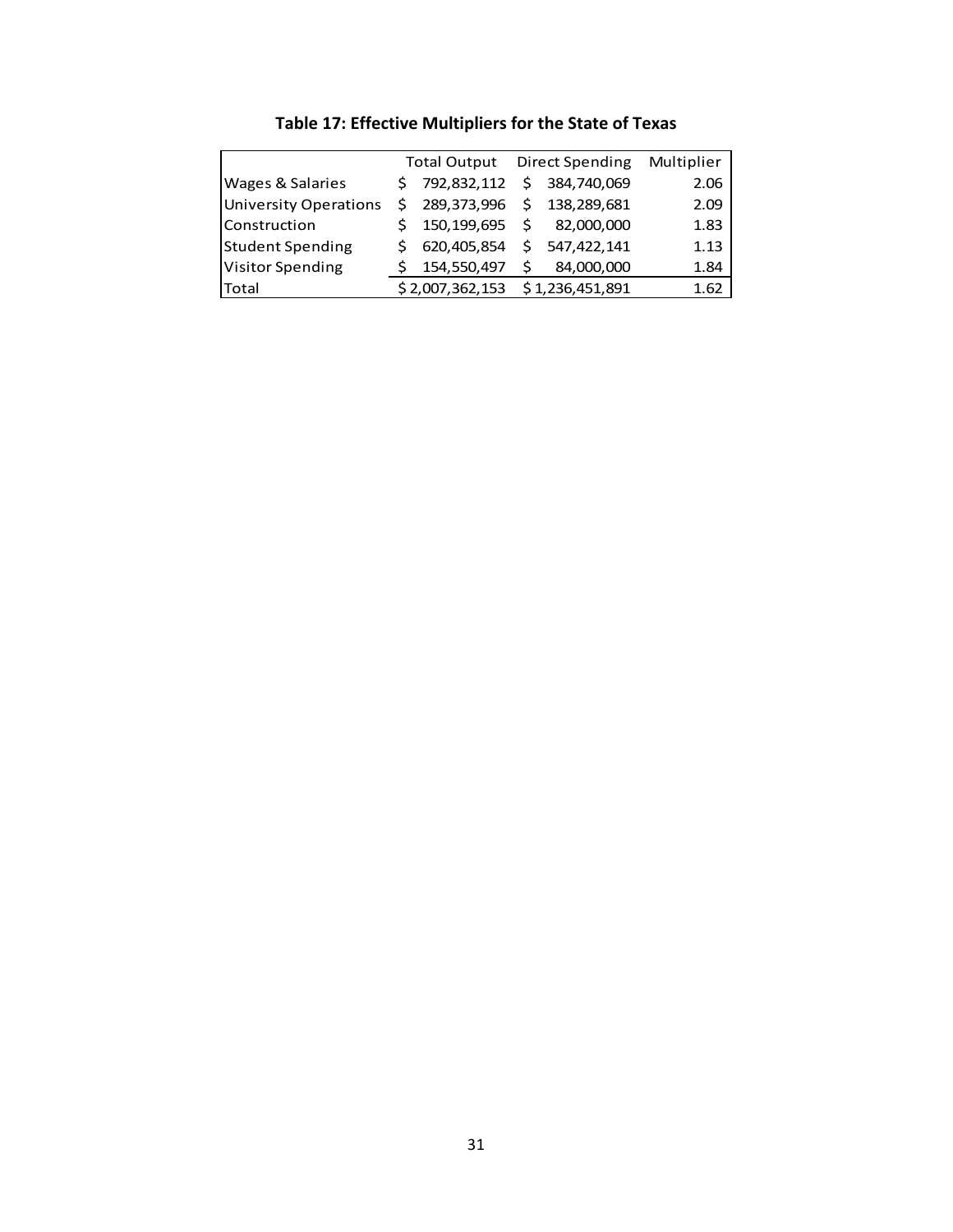**Table 17: Effective Multipliers for the State of Texas**

| | Total Output | Direct Spending | Multiplier |
|---|---|---|---|
| Wages & Salaries | $ 792,832,112 | $ 384,740,069 | 2.06 |
| University Operations | $ 289,373,996 | $ 138,289,681 | 2.09 |
| Construction | $ 150,199,695 | $ 82,000,000 | 1.83 |
| Student Spending | $ 620,405,854 | $ 547,422,141 | 1.13 |
| Visitor Spending | $ 154,550,497 | $ 84,000,000 | 1.84 |
| Total | $ 2,007,362,153 | $ 1,236,451,891 | 1.62 |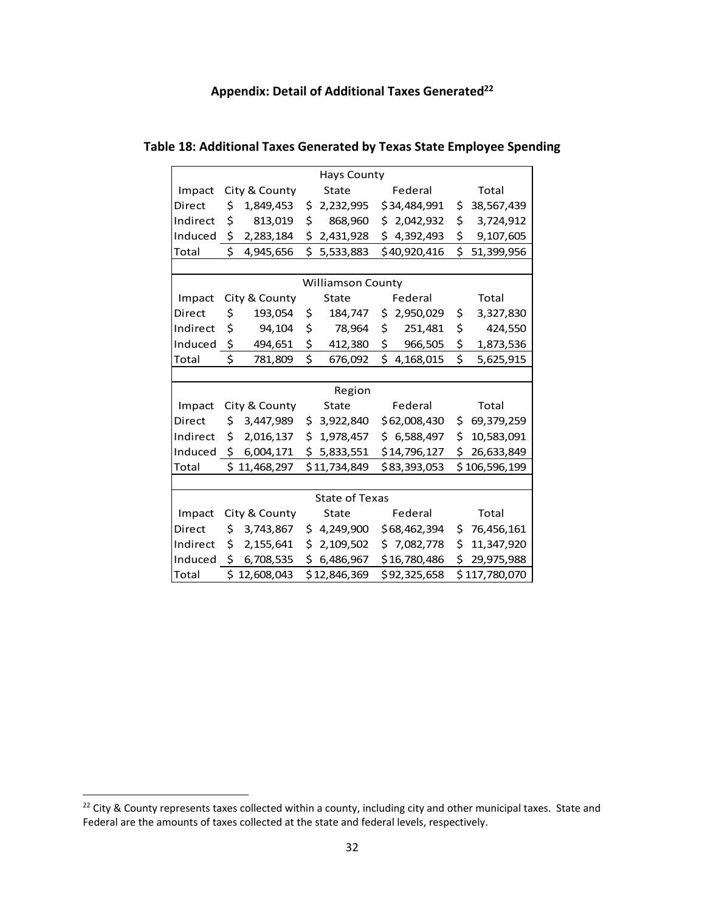## Appendix: Detail of Additional Taxes Generated[22]

**Table 18: Additional Taxes Generated by Texas State Employee Spending**

| Hays County | | | | |
|---|---|---|---|---|
| Impact | City & County | State | Federal | Total |
| Direct | $ 1,849,453 | $ 2,232,995 | $34,484,991 | $ 38,567,439 |
| Indirect | $ 813,019 | $ 868,960 | $ 2,042,932 | $ 3,724,912 |
| Induced | $ 2,283,184 | $ 2,431,928 | $ 4,392,493 | $ 9,107,605 |
| Total | $ 4,945,656 | $ 5,533,883 | $40,920,416 | $ 51,399,956 |

| Williamson County | | | | |
|---|---|---|---|---|
| Impact | City & County | State | Federal | Total |
| Direct | $ 193,054 | $ 184,747 | $ 2,950,029 | $ 3,327,830 |
| Indirect | $ 94,104 | $ 78,964 | $ 251,481 | $ 424,550 |
| Induced | $ 494,651 | $ 412,380 | $ 966,505 | $ 1,873,536 |
| Total | $ 781,809 | $ 676,092 | $ 4,168,015 | $ 5,625,915 |

| Region | | | | |
|---|---|---|---|---|
| Impact | City & County | State | Federal | Total |
| Direct | $ 3,447,989 | $ 3,922,840 | $62,008,430 | $ 69,379,259 |
| Indirect | $ 2,016,137 | $ 1,978,457 | $ 6,588,497 | $ 10,583,091 |
| Induced | $ 6,004,171 | $ 5,833,551 | $14,796,127 | $ 26,633,849 |
| Total | $ 11,468,297 | $11,734,849 | $83,393,053 | $106,596,199 |

| State of Texas | | | | |
|---|---|---|---|---|
| Impact | City & County | State | Federal | Total |
| Direct | $ 3,743,867 | $ 4,249,900 | $68,462,394 | $ 76,456,161 |
| Indirect | $ 2,155,641 | $ 2,109,502 | $ 7,082,778 | $ 11,347,920 |
| Induced | $ 6,708,535 | $ 6,486,967 | $16,780,486 | $ 29,975,988 |
| Total | $ 12,608,043 | $12,846,369 | $92,325,658 | $117,780,070 |

[22] City & County represents taxes collected within a county, including city and other municipal taxes. State and Federal are the amounts of taxes collected at the state and federal levels, respectively.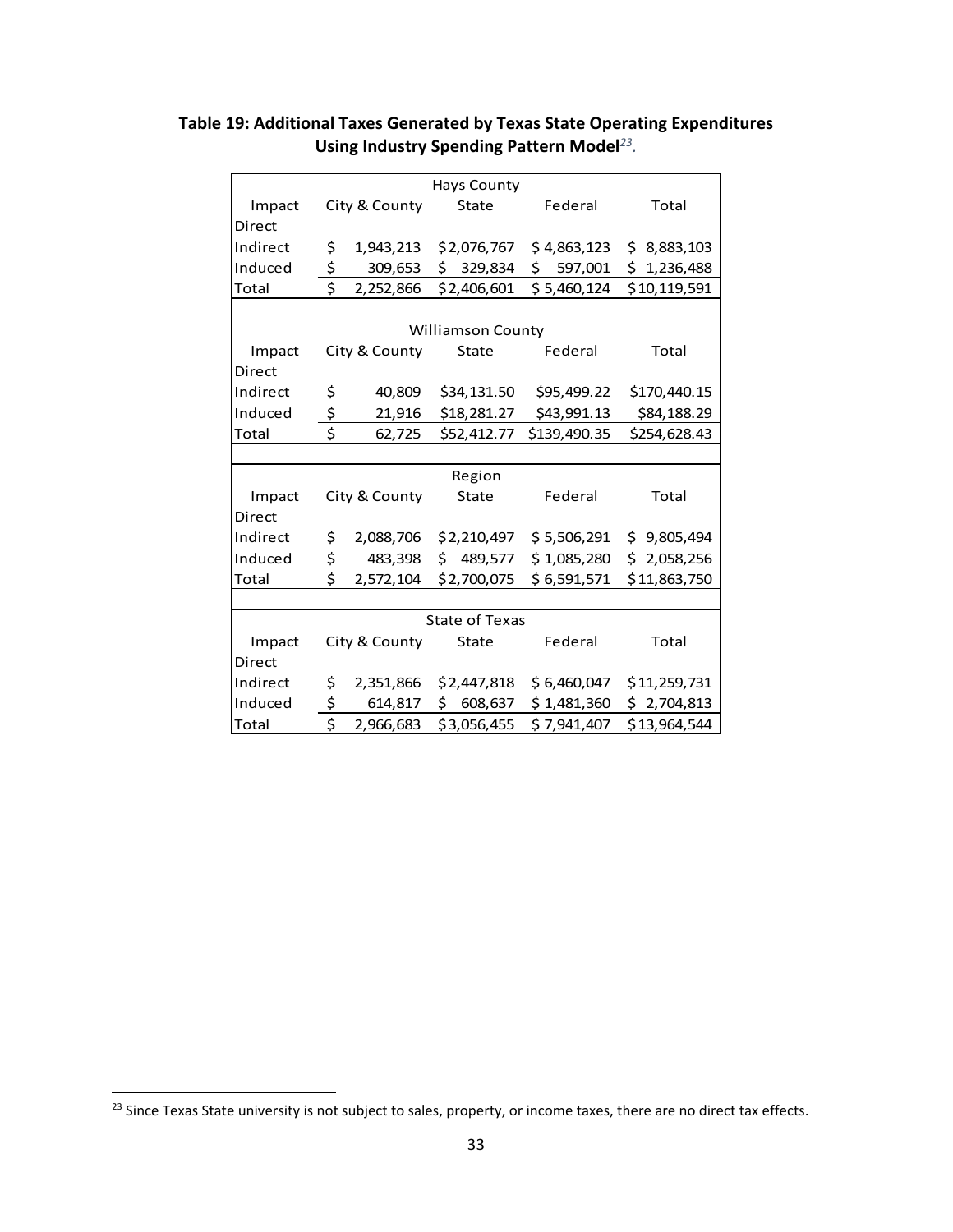**Table 19: Additional Taxes Generated by Texas State Operating Expenditures Using Industry Spending Pattern Model[23].**

| Hays County | | | | |
|---|---|---|---|---|
| Impact | City & County | State | Federal | Total |
| Direct | | | | |
| Indirect | $ 1,943,213 | $2,076,767 | $ 4,863,123 | $ 8,883,103 |
| Induced | $ 309,653 | $ 329,834 | $ 597,001 | $ 1,236,488 |
| Total | $ 2,252,866 | $2,406,601 | $ 5,460,124 | $10,119,591 |
| **Williamson County** | | | | |
| Impact | City & County | State | Federal | Total |
| Direct | | | | |
| Indirect | $ 40,809 | $34,131.50 | $95,499.22 | $170,440.15 |
| Induced | $ 21,916 | $18,281.27 | $43,991.13 | $84,188.29 |
| Total | $ 62,725 | $52,412.77 | $139,490.35 | $254,628.43 |
| **Region** | | | | |
| Impact | City & County | State | Federal | Total |
| Direct | | | | |
| Indirect | $ 2,088,706 | $2,210,497 | $ 5,506,291 | $ 9,805,494 |
| Induced | $ 483,398 | $ 489,577 | $ 1,085,280 | $ 2,058,256 |
| Total | $ 2,572,104 | $2,700,075 | $ 6,591,571 | $11,863,750 |
| **State of Texas** | | | | |
| Impact | City & County | State | Federal | Total |
| Direct | | | | |
| Indirect | $ 2,351,866 | $2,447,818 | $ 6,460,047 | $11,259,731 |
| Induced | $ 614,817 | $ 608,637 | $ 1,481,360 | $ 2,704,813 |
| Total | $ 2,966,683 | $3,056,455 | $ 7,941,407 | $13,964,544 |

[23] Since Texas State university is not subject to sales, property, or income taxes, there are no direct tax effects.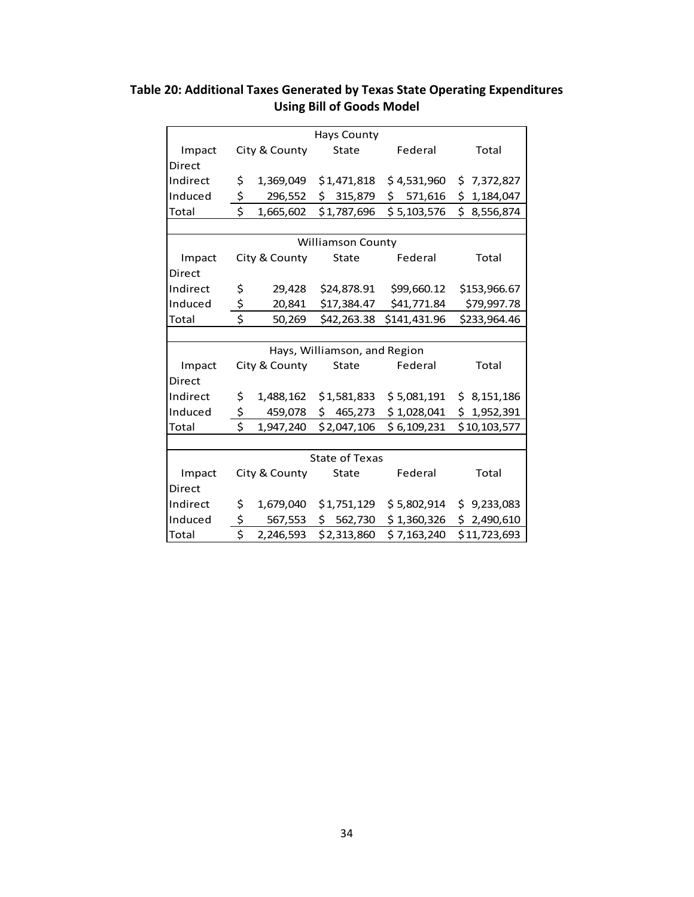**Table 20: Additional Taxes Generated by Texas State Operating Expenditures Using Bill of Goods Model**

| Hays County | | | | |
|---|---|---|---|---|
| Impact | City & County | State | Federal | Total |
| Direct | | | | |
| Indirect | $ 1,369,049 | $ 1,471,818 | $ 4,531,960 | $ 7,372,827 |
| Induced | $ 296,552 | $ 315,879 | $ 571,616 | $ 1,184,047 |
| Total | $ 1,665,602 | $ 1,787,696 | $ 5,103,576 | $ 8,556,874 |
| | | | | |
| **Williamson County** | | | | |
| Impact | City & County | State | Federal | Total |
| Direct | | | | |
| Indirect | $ 29,428 | $24,878.91 | $99,660.12 | $153,966.67 |
| Induced | $ 20,841 | $17,384.47 | $41,771.84 | $79,997.78 |
| Total | $ 50,269 | $42,263.38 | $141,431.96 | $233,964.46 |
| | | | | |
| **Hays, Williamson, and Region** | | | | |
| Impact | City & County | State | Federal | Total |
| Direct | | | | |
| Indirect | $ 1,488,162 | $ 1,581,833 | $ 5,081,191 | $ 8,151,186 |
| Induced | $ 459,078 | $ 465,273 | $ 1,028,041 | $ 1,952,391 |
| Total | $ 1,947,240 | $ 2,047,106 | $ 6,109,231 | $ 10,103,577 |
| | | | | |
| **State of Texas** | | | | |
| Impact | City & County | State | Federal | Total |
| Direct | | | | |
| Indirect | $ 1,679,040 | $ 1,751,129 | $ 5,802,914 | $ 9,233,083 |
| Induced | $ 567,553 | $ 562,730 | $ 1,360,326 | $ 2,490,610 |
| Total | $ 2,246,593 | $ 2,313,860 | $ 7,163,240 | $ 11,723,693 |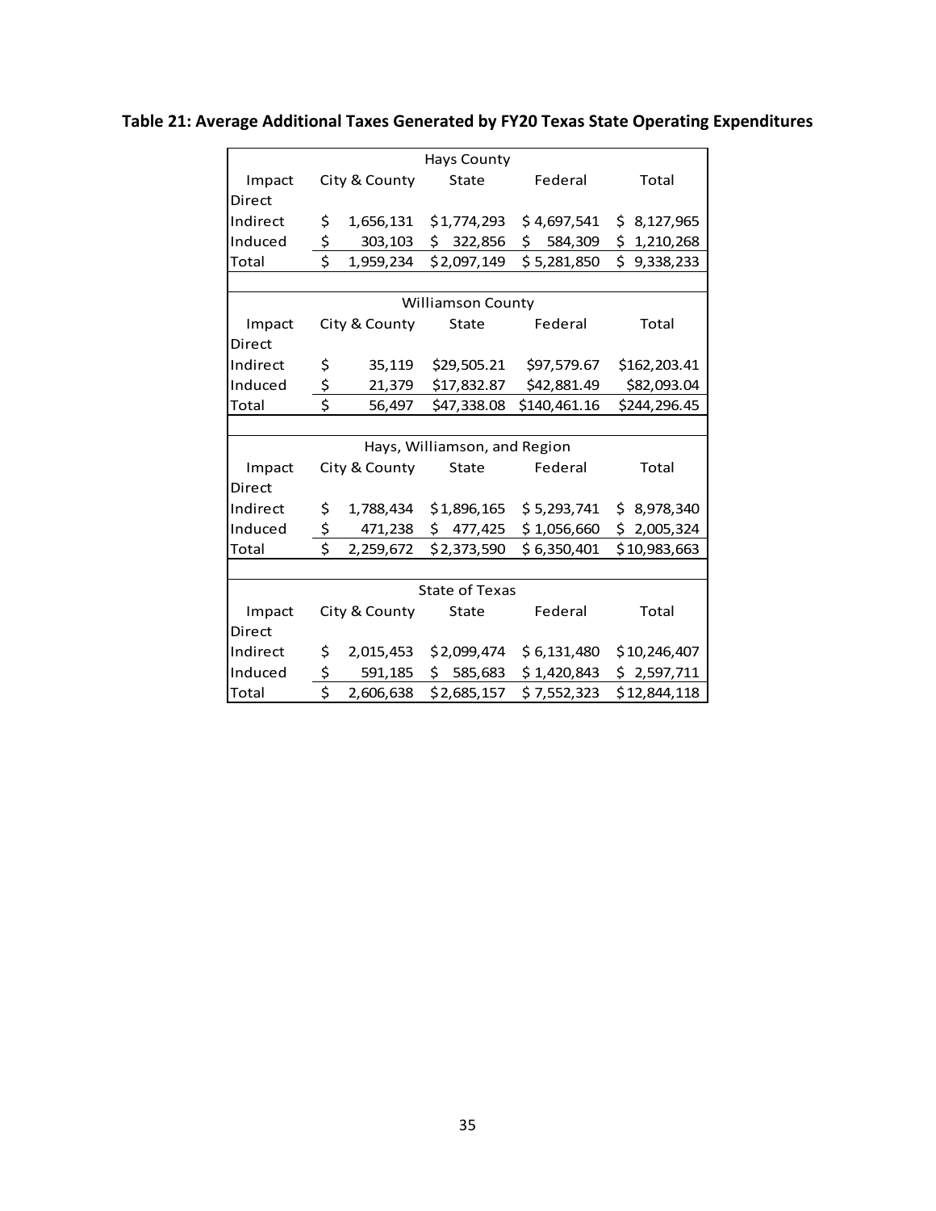**Table 21: Average Additional Taxes Generated by FY20 Texas State Operating Expenditures**

| Hays County | | | | |
|---|---|---|---|---|
| Impact | City & County | State | Federal | Total |
| Direct | | | | |
| Indirect | $ 1,656,131 | $1,774,293 | $ 4,697,541 | $ 8,127,965 |
| Induced | $ 303,103 | $ 322,856 | $ 584,309 | $ 1,210,268 |
| Total | $ 1,959,234 | $2,097,149 | $ 5,281,850 | $ 9,338,233 |
| **Williamson County** | | | | |
| Impact | City & County | State | Federal | Total |
| Direct | | | | |
| Indirect | $ 35,119 | $29,505.21 | $97,579.67 | $162,203.41 |
| Induced | $ 21,379 | $17,832.87 | $42,881.49 | $82,093.04 |
| Total | $ 56,497 | $47,338.08 | $140,461.16 | $244,296.45 |
| **Hays, Williamson, and Region** | | | | |
| Impact | City & County | State | Federal | Total |
| Direct | | | | |
| Indirect | $ 1,788,434 | $1,896,165 | $ 5,293,741 | $ 8,978,340 |
| Induced | $ 471,238 | $ 477,425 | $ 1,056,660 | $ 2,005,324 |
| Total | $ 2,259,672 | $2,373,590 | $ 6,350,401 | $10,983,663 |
| **State of Texas** | | | | |
| Impact | City & County | State | Federal | Total |
| Direct | | | | |
| Indirect | $ 2,015,453 | $2,099,474 | $ 6,131,480 | $10,246,407 |
| Induced | $ 591,185 | $ 585,683 | $ 1,420,843 | $ 2,597,711 |
| Total | $ 2,606,638 | $2,685,157 | $ 7,552,323 | $12,844,118 |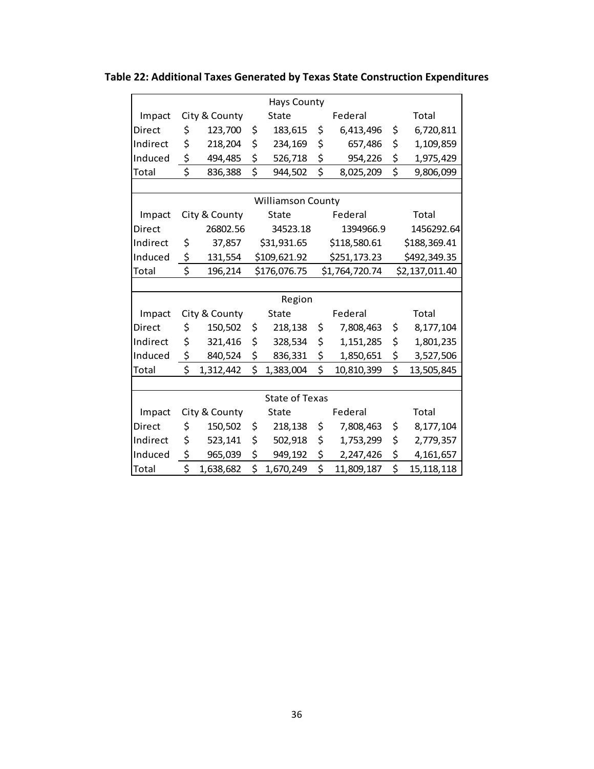**Table 22: Additional Taxes Generated by Texas State Construction Expenditures**

| Hays County | | | | |
|---|---|---|---|---|
| Impact | City & County | State | Federal | Total |
| Direct | $ 123,700 | $ 183,615 | $ 6,413,496 | $ 6,720,811 |
| Indirect | $ 218,204 | $ 234,169 | $ 657,486 | $ 1,109,859 |
| Induced | $ 494,485 | $ 526,718 | $ 954,226 | $ 1,975,429 |
| Total | $ 836,388 | $ 944,502 | $ 8,025,209 | $ 9,806,099 |
| **Williamson County** | | | | |
| Impact | City & County | State | Federal | Total |
| Direct | 26802.56 | 34523.18 | 1394966.9 | 1456292.64 |
| Indirect | $ 37,857 | $31,931.65 | $118,580.61 | $188,369.41 |
| Induced | $ 131,554 | $109,621.92 | $251,173.23 | $492,349.35 |
| Total | $ 196,214 | $176,076.75 | $1,764,720.74 | $2,137,011.40 |
| **Region** | | | | |
| Impact | City & County | State | Federal | Total |
| Direct | $ 150,502 | $ 218,138 | $ 7,808,463 | $ 8,177,104 |
| Indirect | $ 321,416 | $ 328,534 | $ 1,151,285 | $ 1,801,235 |
| Induced | $ 840,524 | $ 836,331 | $ 1,850,651 | $ 3,527,506 |
| Total | $ 1,312,442 | $ 1,383,004 | $ 10,810,399 | $ 13,505,845 |
| **State of Texas** | | | | |
| Impact | City & County | State | Federal | Total |
| Direct | $ 150,502 | $ 218,138 | $ 7,808,463 | $ 8,177,104 |
| Indirect | $ 523,141 | $ 502,918 | $ 1,753,299 | $ 2,779,357 |
| Induced | $ 965,039 | $ 949,192 | $ 2,247,426 | $ 4,161,657 |
| Total | $ 1,638,682 | $ 1,670,249 | $ 11,809,187 | $ 15,118,118 |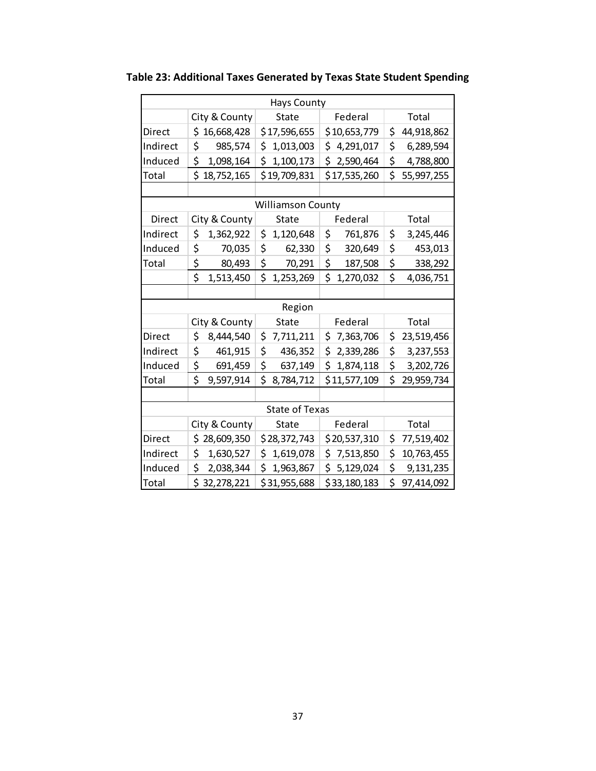**Table 23: Additional Taxes Generated by Texas State Student Spending**

| Hays County | | | | |
|---|---|---|---|---|
| | City & County | State | Federal | Total |
| Direct | $ 16,668,428 | $17,596,655 | $10,653,779 | $ 44,918,862 |
| Indirect | $ 985,574 | $ 1,013,003 | $ 4,291,017 | $ 6,289,594 |
| Induced | $ 1,098,164 | $ 1,100,173 | $ 2,590,464 | $ 4,788,800 |
| Total | $ 18,752,165 | $19,709,831 | $17,535,260 | $ 55,997,255 |
| | | | | |
| Williamson County | | | | |
| Direct | City & County | State | Federal | Total |
| Indirect | $ 1,362,922 | $ 1,120,648 | $ 761,876 | $ 3,245,446 |
| Induced | $ 70,035 | $ 62,330 | $ 320,649 | $ 453,013 |
| Total | $ 80,493 | $ 70,291 | $ 187,508 | $ 338,292 |
| | $ 1,513,450 | $ 1,253,269 | $ 1,270,032 | $ 4,036,751 |
| | | | | |
| Region | | | | |
| | City & County | State | Federal | Total |
| Direct | $ 8,444,540 | $ 7,711,211 | $ 7,363,706 | $ 23,519,456 |
| Indirect | $ 461,915 | $ 436,352 | $ 2,339,286 | $ 3,237,553 |
| Induced | $ 691,459 | $ 637,149 | $ 1,874,118 | $ 3,202,726 |
| Total | $ 9,597,914 | $ 8,784,712 | $11,577,109 | $ 29,959,734 |
| | | | | |
| State of Texas | | | | |
| | City & County | State | Federal | Total |
| Direct | $ 28,609,350 | $28,372,743 | $20,537,310 | $ 77,519,402 |
| Indirect | $ 1,630,527 | $ 1,619,078 | $ 7,513,850 | $ 10,763,455 |
| Induced | $ 2,038,344 | $ 1,963,867 | $ 5,129,024 | $ 9,131,235 |
| Total | $ 32,278,221 | $31,955,688 | $33,180,183 | $ 97,414,092 |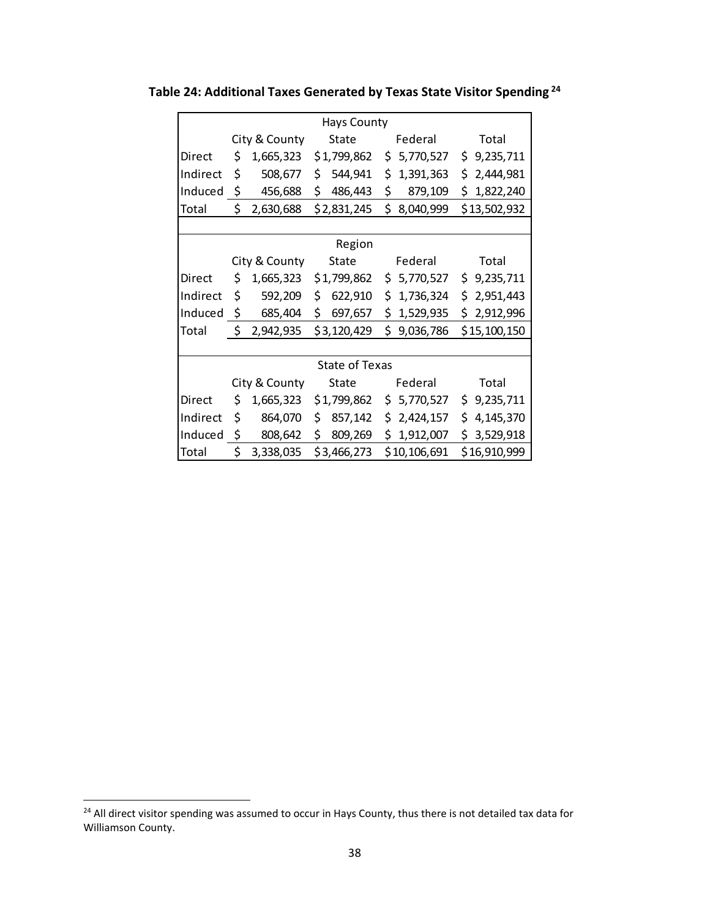**Table 24: Additional Taxes Generated by Texas State Visitor Spending** [24]

| Hays County | | | | |
|---|---|---|---|---|
| | City & County | State | Federal | Total |
| Direct | $ 1,665,323 | $1,799,862 | $ 5,770,527 | $ 9,235,711 |
| Indirect | $ 508,677 | $ 544,941 | $ 1,391,363 | $ 2,444,981 |
| Induced | $ 456,688 | $ 486,443 | $ 879,109 | $ 1,822,240 |
| Total | $ 2,630,688 | $2,831,245 | $ 8,040,999 | $13,502,932 |
| | | | | |
| **Region** | | | | |
| | City & County | State | Federal | Total |
| Direct | $ 1,665,323 | $1,799,862 | $ 5,770,527 | $ 9,235,711 |
| Indirect | $ 592,209 | $ 622,910 | $ 1,736,324 | $ 2,951,443 |
| Induced | $ 685,404 | $ 697,657 | $ 1,529,935 | $ 2,912,996 |
| Total | $ 2,942,935 | $3,120,429 | $ 9,036,786 | $15,100,150 |
| | | | | |
| **State of Texas** | | | | |
| | City & County | State | Federal | Total |
| Direct | $ 1,665,323 | $1,799,862 | $ 5,770,527 | $ 9,235,711 |
| Indirect | $ 864,070 | $ 857,142 | $ 2,424,157 | $ 4,145,370 |
| Induced | $ 808,642 | $ 809,269 | $ 1,912,007 | $ 3,529,918 |
| Total | $ 3,338,035 | $3,466,273 | $10,106,691 | $16,910,999 |

[24] All direct visitor spending was assumed to occur in Hays County, thus there is not detailed tax data for Williamson County.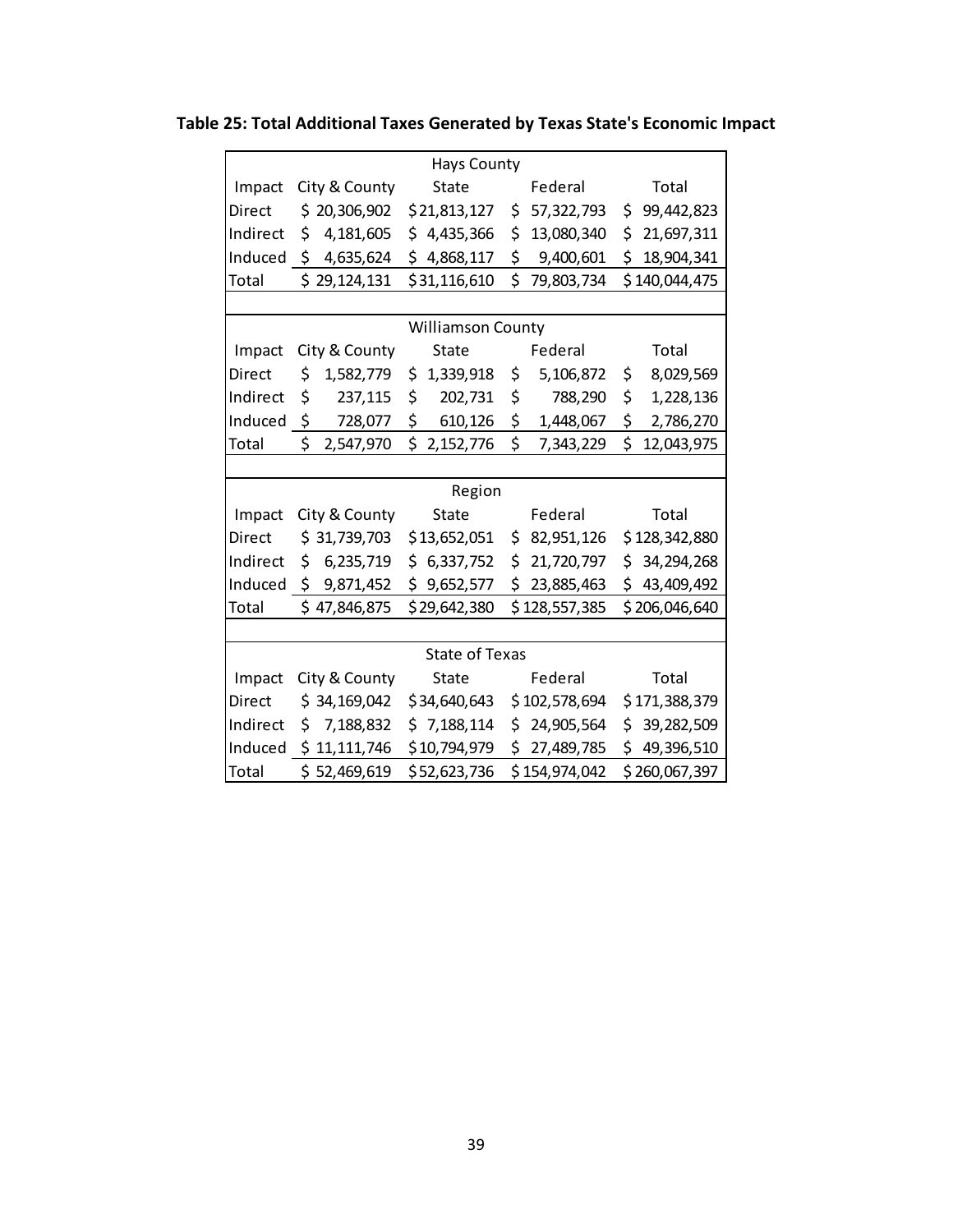**Table 25: Total Additional Taxes Generated by Texas State's Economic Impact**

| Hays County | | | | |
|---|---|---|---|---|
| Impact | City & County | State | Federal | Total |
| Direct | $ 20,306,902 | $21,813,127 | $ 57,322,793 | $ 99,442,823 |
| Indirect | $ 4,181,605 | $ 4,435,366 | $ 13,080,340 | $ 21,697,311 |
| Induced | $ 4,635,624 | $ 4,868,117 | $ 9,400,601 | $ 18,904,341 |
| Total | $ 29,124,131 | $31,116,610 | $ 79,803,734 | $140,044,475 |
| | | | | |
| Williamson County | | | | |
| Impact | City & County | State | Federal | Total |
| Direct | $ 1,582,779 | $ 1,339,918 | $ 5,106,872 | $ 8,029,569 |
| Indirect | $ 237,115 | $ 202,731 | $ 788,290 | $ 1,228,136 |
| Induced | $ 728,077 | $ 610,126 | $ 1,448,067 | $ 2,786,270 |
| Total | $ 2,547,970 | $ 2,152,776 | $ 7,343,229 | $ 12,043,975 |
| | | | | |
| Region | | | | |
| Impact | City & County | State | Federal | Total |
| Direct | $ 31,739,703 | $13,652,051 | $ 82,951,126 | $128,342,880 |
| Indirect | $ 6,235,719 | $ 6,337,752 | $ 21,720,797 | $ 34,294,268 |
| Induced | $ 9,871,452 | $ 9,652,577 | $ 23,885,463 | $ 43,409,492 |
| Total | $ 47,846,875 | $29,642,380 | $128,557,385 | $206,046,640 |
| | | | | |
| State of Texas | | | | |
| Impact | City & County | State | Federal | Total |
| Direct | $ 34,169,042 | $34,640,643 | $102,578,694 | $171,388,379 |
| Indirect | $ 7,188,832 | $ 7,188,114 | $ 24,905,564 | $ 39,282,509 |
| Induced | $ 11,111,746 | $10,794,979 | $ 27,489,785 | $ 49,396,510 |
| Total | $ 52,469,619 | $52,623,736 | $154,974,042 | $260,067,397 |